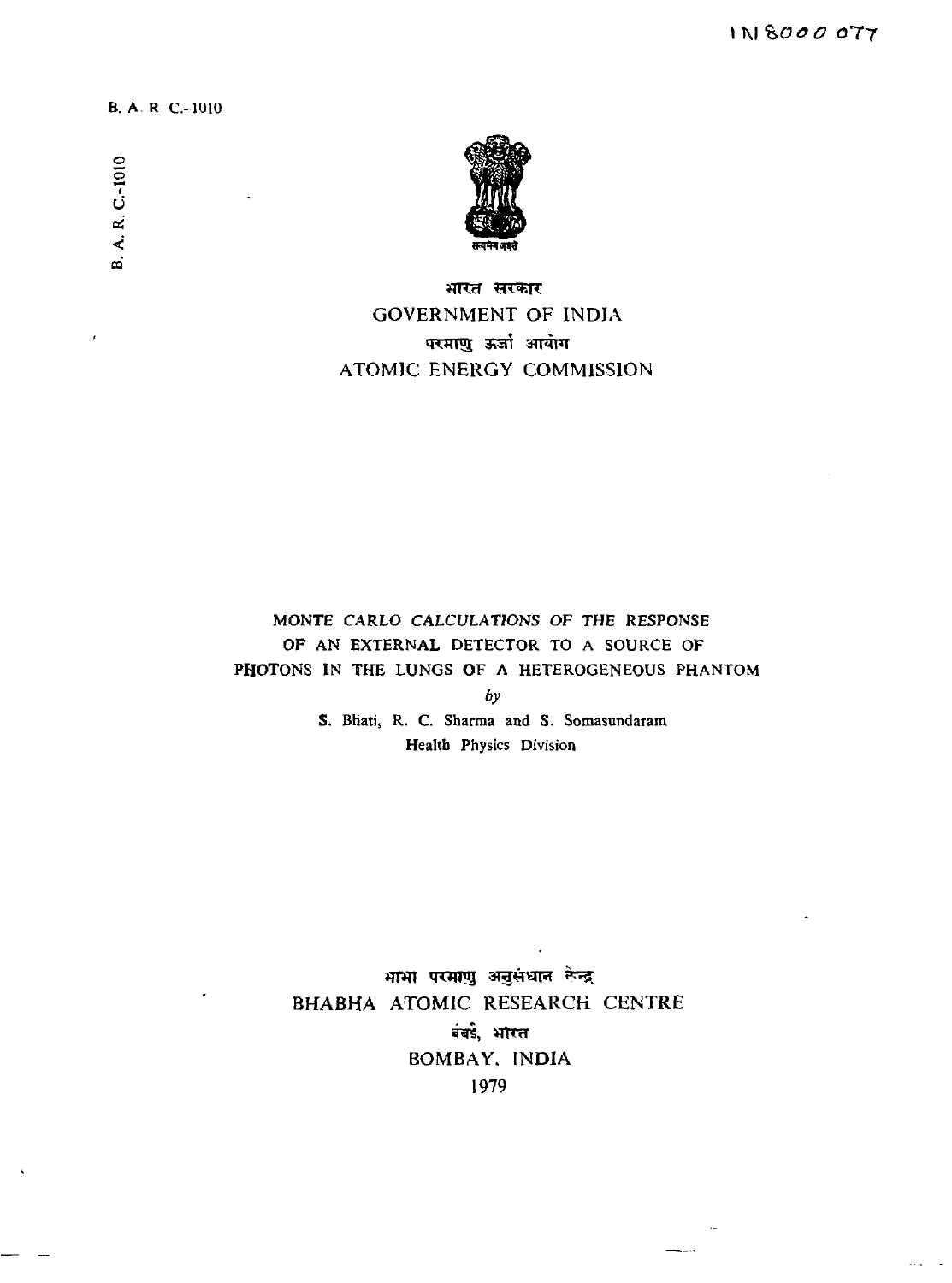IN8000077

B. A. R. C.-1010

B. A. R. C.-1010

भारत सरकार

GOVERNMENT OF INDIA

परमाणु ऊर्जा आयोग

ATOMIC ENERGY COMMISSION

# MONTE CARLO CALCULATIONS OF THE RESPONSE OF AN EXTERNAL DETECTOR TO A SOURCE OF PHOTONS IN THE LUNGS OF A HETEROGENEOUS PHANTOM

*by*

S. Bhati, R. C. Sharma and S. Somasundaram

Health Physics Division

भाभा परमाणु अनुसंधान केन्द्र

BHABHA ATOMIC RESEARCH CENTRE

बंबई, भारत

BOMBAY, INDIA

1979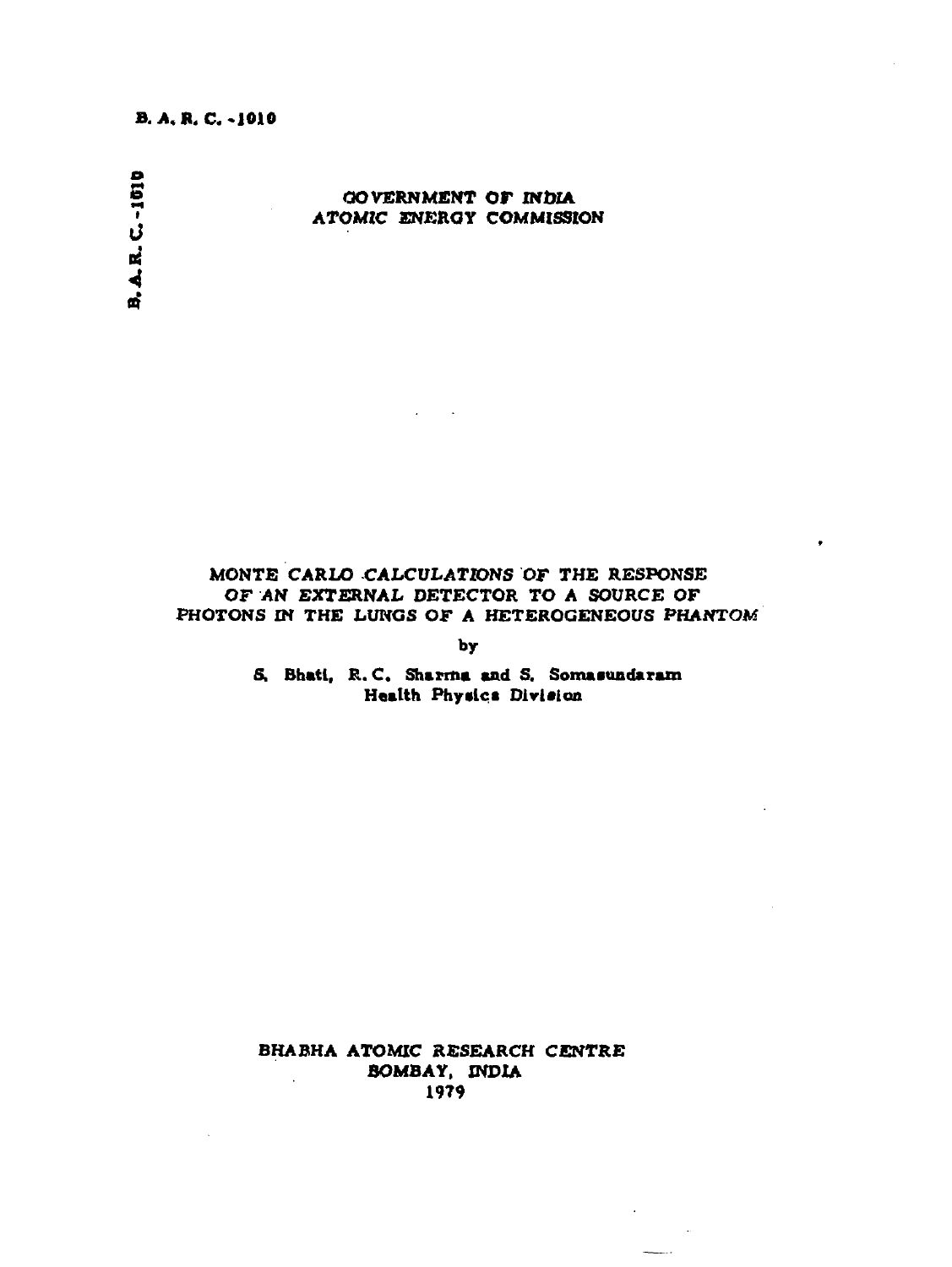B. A. R. C. -1010

GOVERNMENT OF INDIA
ATOMIC ENERGY COMMISSION

# MONTE CARLO CALCULATIONS OF THE RESPONSE OF AN EXTERNAL DETECTOR TO A SOURCE OF PHOTONS IN THE LUNGS OF A HETEROGENEOUS PHANTOM

by

S. Bhati, R. C. Sharma and S. Somasundaram
Health Physics Division

BHABHA ATOMIC RESEARCH CENTRE
BOMBAY, INDIA
1979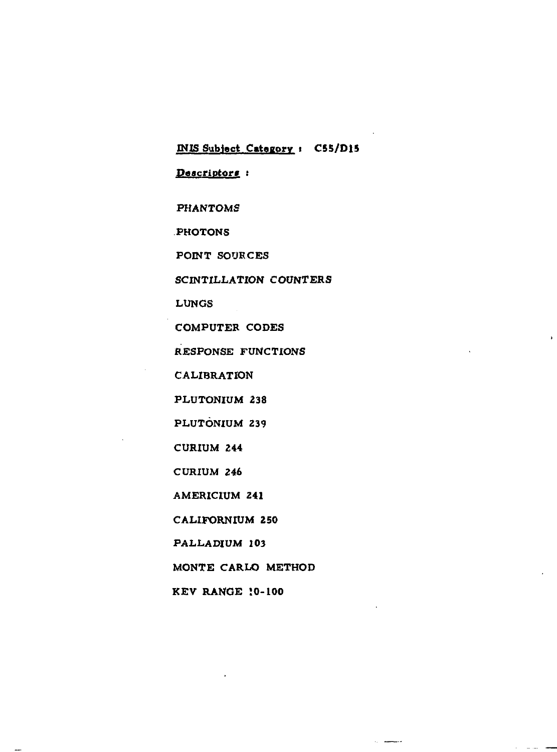**INIS Subject Category :** C55/D15

**Descriptors :**

PHANTOMS

PHOTONS

POINT SOURCES

SCINTILLATION COUNTERS

LUNGS

COMPUTER CODES

RESPONSE FUNCTIONS

CALIBRATION

PLUTONIUM 238

PLUTONIUM 239

CURIUM 244

CURIUM 246

AMERICIUM 241

CALIFORNIUM 250

PALLADIUM 103

MONTE CARLO METHOD

KEV RANGE 10-100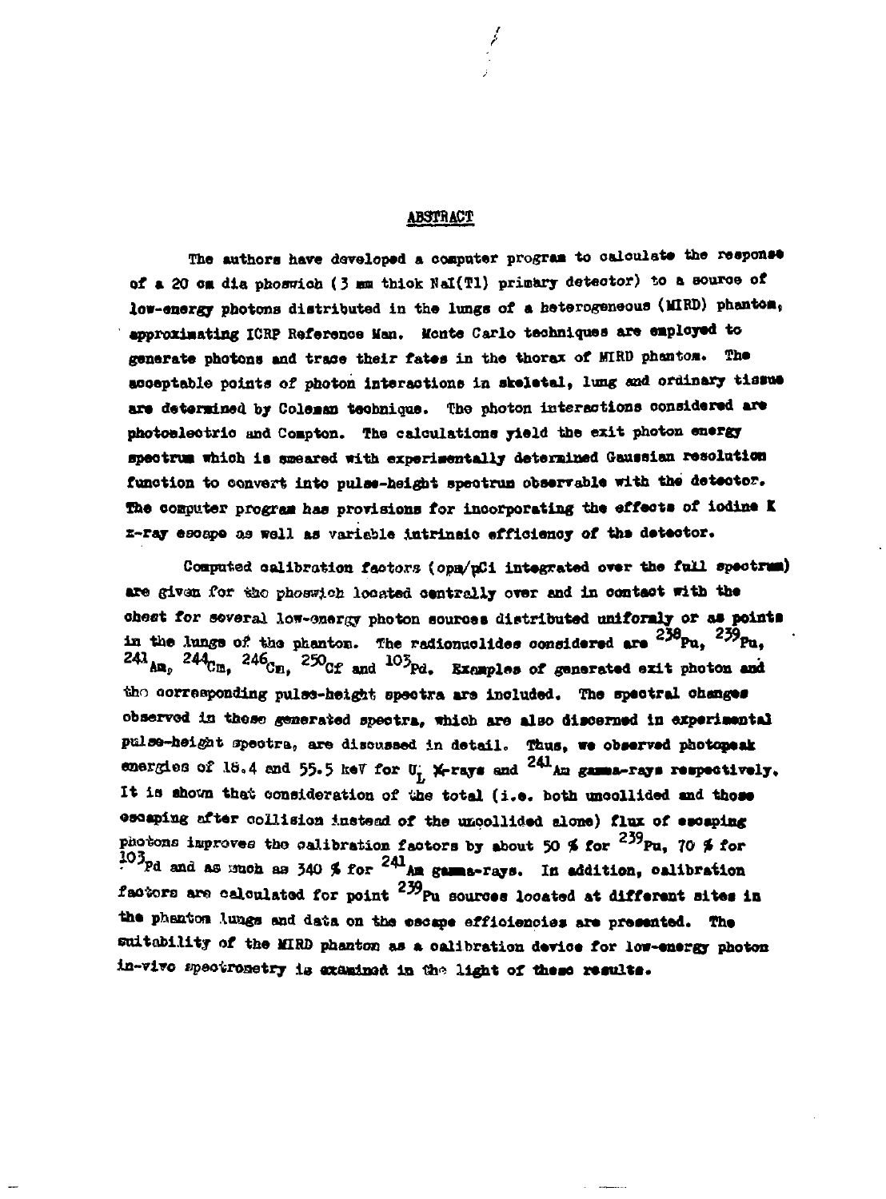## ABSTRACT

The authors have developed a computer program to calculate the response of a 20 cm dia phoswich (3 mm thick NaI(Tl) primary detector) to a source of low-energy photons distributed in the lungs of a heterogeneous (MIRD) phantom, approximating ICRP Reference Man. Monte Carlo techniques are employed to generate photons and trace their fates in the thorax of MIRD phantom. The acceptable points of photon interactions in skeletal, lung and ordinary tissue are determined by Coleman technique. The photon interactions considered are photoelectric and Compton. The calculations yield the exit photon energy spectrum which is smeared with experimentally determined Gaussian resolution function to convert into pulse-height spectrum observable with the detector. The computer program has provisions for incorporating the effects of iodine K x-ray escape as well as variable intrinsic efficiency of the detector.

Computed calibration factors (cpm/pCi integrated over the full spectrum) are given for the phoswich located centrally over and in contact with the chest for several low-energy photon sources distributed uniformly or as points in the lungs of the phanton. The radionuclides considered are $^{238}$Pu, $^{239}$Pu, $^{241}$Am, $^{244}$Cm, $^{246}$Cm, $^{250}$Cf and $^{103}$Pd. Examples of generated exit photon and the corresponding pulse-height spectra are included. The spectral changes observed in these generated spectra, which are also discerned in experimental pulse-height spectra, are discussed in detail. Thus, we observed photopeak energies of 18.4 and 55.5 keV for $U_L$ X-rays and $^{241}$Am gamma-rays respectively. It is shown that consideration of the total (i.e. both uncollided and those escaping after collision instead of the uncollided alone) flux of escaping photons improves the calibration factors by about 50 % for $^{239}$Pu, 70 % for $^{103}$Pd and as much as 340 % for $^{241}$Am gamma-rays. In addition, calibration factors are calculated for point $^{239}$Pu sources located at different sites in the phantom lungs and data on the escape efficiencies are presented. The suitability of the MIRD phanton as a calibration device for low-energy photon in-vivo spectrometry is examined in the light of these results.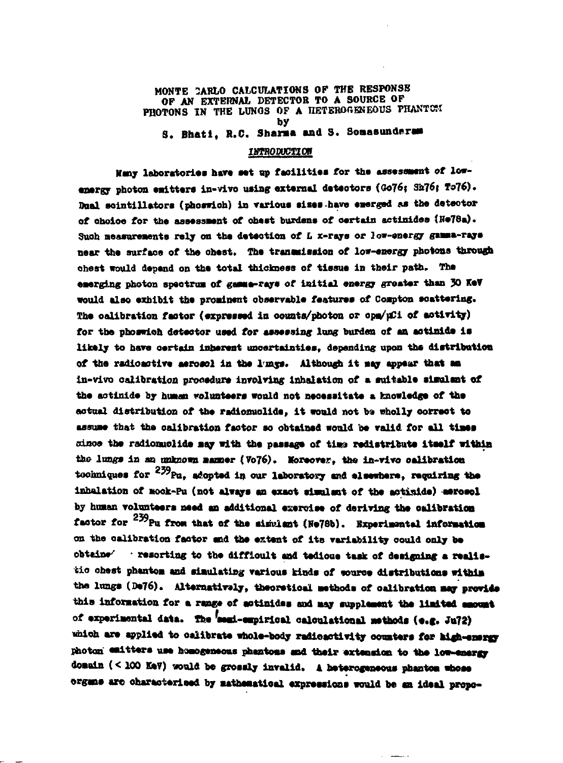# MONTE CARLO CALCULATIONS OF THE RESPONSE OF AN EXTERNAL DETECTOR TO A SOURCE OF PHOTONS IN THE LUNGS OF A HETEROGENEOUS PHANTOM

by

S. Bhati, R.C. Sharma and S. Somasundaram

## INTRODUCTION

Many laboratories have set up facilities for the assessment of low-energy photon emitters in-vivo using external detectors (Go76; Sh76; To76). Dual scintillators (phoswich) in various sizes have emerged as the detector of choice for the assessment of chest burdens of certain actinides (Ne78a). Such measurements rely on the detection of L x-rays or low-energy gamma-rays near the surface of the chest. The transmission of low-energy photons through chest would depend on the total thickness of tissue in their path. The emerging photon spectrum of gamma-rays of initial energy greater than 30 KeV would also exhibit the prominent observable features of Compton scattering. The calibration factor (expressed in counts/photon or cpm/µCi of activity) for the phoswich detector used for assessing lung burden of an actinide is likely to have certain inherent uncertainties, depending upon the distribution of the radioactive aerosol in the lungs. Although it may appear that an in-vivo calibration procedure involving inhalation of a suitable simulant of the actinide by human volunteers would not necessitate a knowledge of the actual distribution of the radionuclide, it would not be wholly correct to assume that the calibration factor so obtained would be valid for all times since the radionuclide may with the passage of time redistribute itself within the lungs in an unknown manner (Vo76). Moreover, the in-vivo calibration techniques for $^{239}$Pu, adopted in our laboratory and elsewhere, requiring the inhalation of mock-Pu (not always an exact simulant of the actinide) aerosol by human volunteers need an additional exercise of deriving the calibration factor for $^{239}$Pu from that of the simulant (Ne78b). Experimental information on the calibration factor and the extent of its variability could only be obtained resorting to the difficult and tedious task of designing a realistic chest phantom and simulating various kinds of source distributions within the lungs (De76). Alternatively, theoretical methods of calibration may provide this information for a range of actinides and may supplement the limited amount of experimental data. The semi-empirical calculational methods (e.g. Ju72) which are applied to calibrate whole-body radioactivity counters for high-energy photon emitters use homogeneous phantoms and their extension to the low-energy domain (< 100 KeV) would be grossly invalid. A heterogeneous phantom whose organs are characterised by mathematical expressions would be an ideal propo-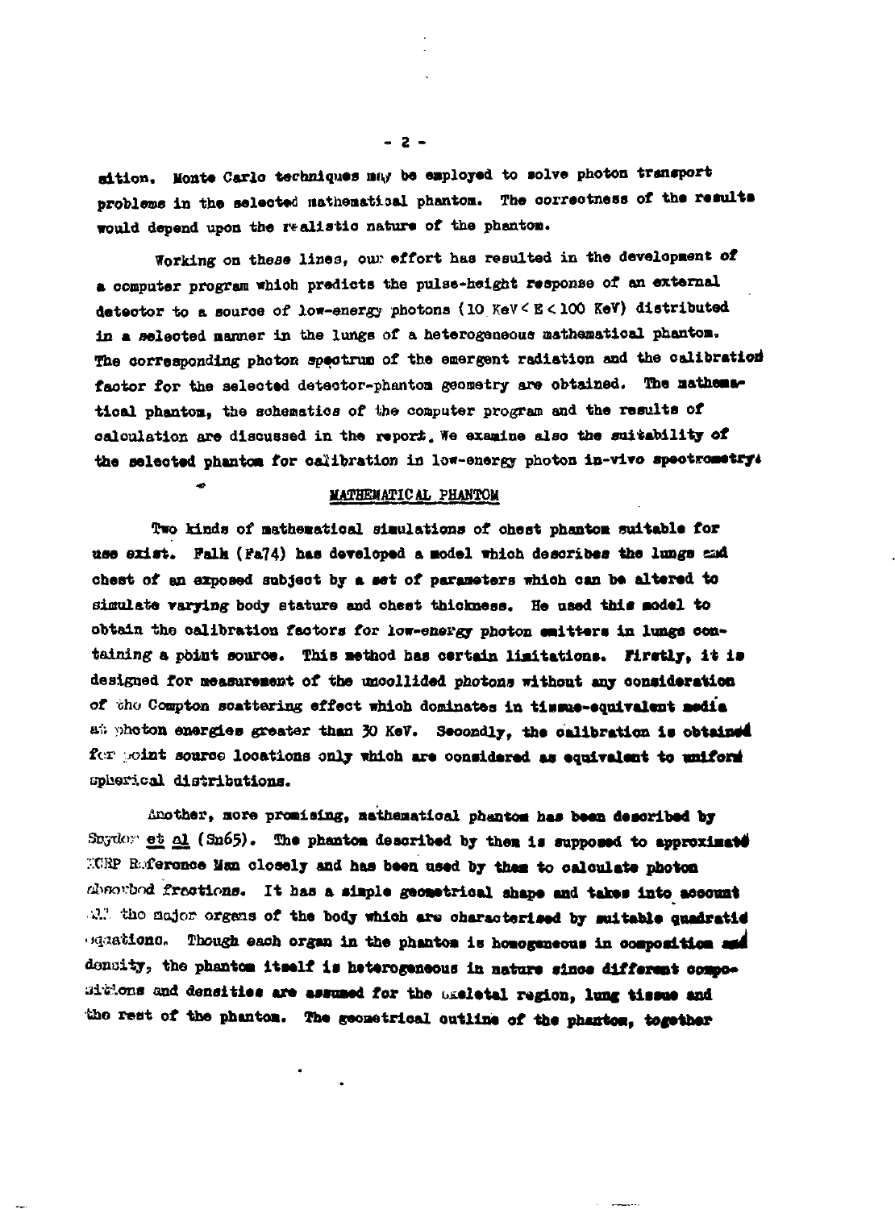sition. Monte Carlo techniques may be employed to solve photon transport problems in the selected mathematical phantom. The correctness of the results would depend upon the realistic nature of the phantom.

Working on these lines, our effort has resulted in the development of a computer program which predicts the pulse-height response of an external detector to a source of low-energy photons (10 KeV < E < 100 KeV) distributed in a selected manner in the lungs of a heterogeneous mathematical phantom. The corresponding photon spectrum of the emergent radiation and the calibration factor for the selected detector-phantom geometry are obtained. The mathematical phantom, the schematics of the computer program and the results of calculation are discussed in the report. We examine also the suitability of the selected phantom for calibration in low-energy photon in-vivo spectrometry.

## MATHEMATICAL PHANTOM

Two kinds of mathematical simulations of chest phantom suitable for use exist. Falk (Fa74) has developed a model which describes the lungs and chest of an exposed subject by a set of parameters which can be altered to simulate varying body stature and chest thickness. He used this model to obtain the calibration factors for low-energy photon emitters in lungs containing a point source. This method has certain limitations. Firstly, it is designed for measurement of the uncollided photons without any consideration of the Compton scattering effect which dominates in tissue-equivalent media at photon energies greater than 30 KeV. Secondly, the calibration is obtained for point source locations only which are considered as equivalent to uniform spherical distributions.

Another, more promising, mathematical phantom has been described by Snyder et al (Sn65). The phantom described by them is supposed to approximate ICRP Reference Man closely and has been used by them to calculate photon absorbed fractions. It has a simple geometrical shape and takes into account all the major organs of the body which are characterised by suitable quadratic equations. Though each organ in the phantom is homogeneous in composition and density, the phantom itself is heterogeneous in nature since different compositions and densities are assumed for the skeletal region, lung tissue and the rest of the phantom. The geometrical outline of the phantom, together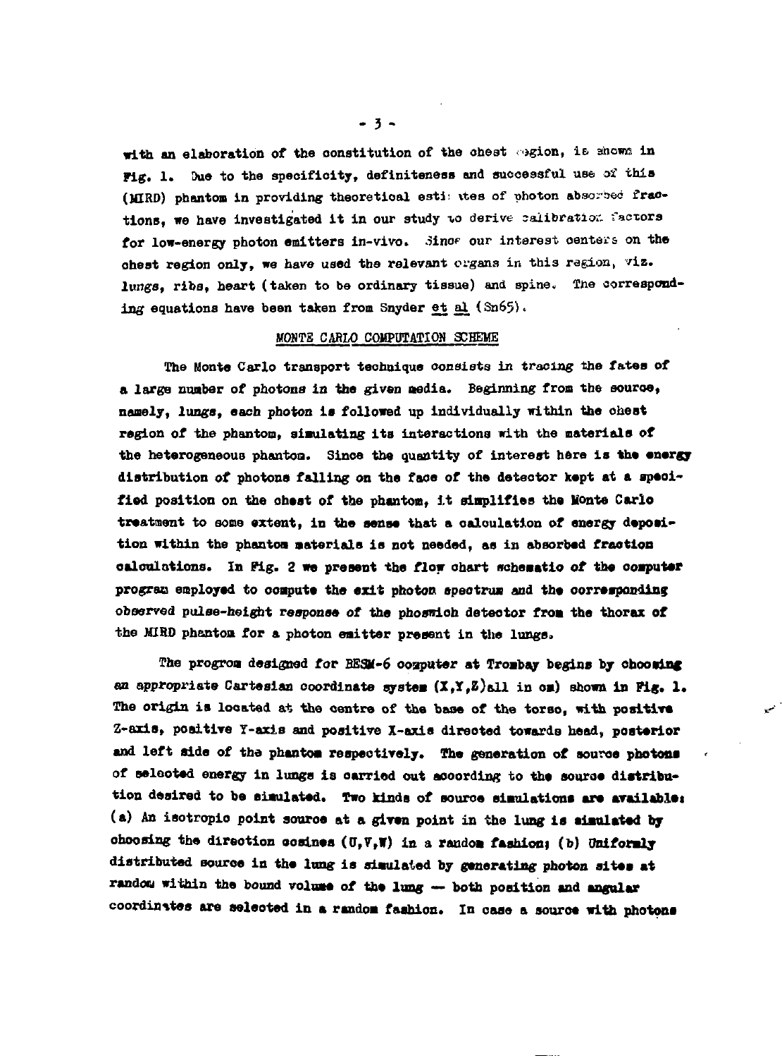with an elaboration of the constitution of the chest region, is shown in Fig. 1. Due to the specificity, definiteness and successful use of this (MIRD) phantom in providing theoretical estimates of photon absorbed fractions, we have investigated it in our study to derive calibration factors for low-energy photon emitters in-vivo. Since our interest centers on the chest region only, we have used the relevant organs in this region, viz. lungs, ribs, heart (taken to be ordinary tissue) and spine. The corresponding equations have been taken from Snyder et al (Sn65).

## MONTE CARLO COMPUTATION SCHEME

The Monte Carlo transport technique consists in tracing the fates of a large number of photons in the given media. Beginning from the source, namely, lungs, each photon is followed up individually within the chest region of the phantom, simulating its interactions with the materials of the heterogeneous phantom. Since the quantity of interest here is the energy distribution of photons falling on the face of the detector kept at a specified position on the chest of the phantom, it simplifies the Monte Carlo treatment to some extent, in the sense that a calculation of energy deposition within the phantom materials is not needed, as in absorbed fraction calculations. In Fig. 2 we present the flow chart schematic of the computer program employed to compute the exit photon spectrum and the corresponding observed pulse-height response of the phoswich detector from the thorax of the MIRD phantom for a photon emitter present in the lungs.

The program designed for BESM-6 computer at Trombay begins by choosing an appropriate Cartesian coordinate system (X,Y,Z)all in cm) shown in Fig. 1. The origin is located at the centre of the base of the torso, with positive Z-axis, positive Y-axis and positive X-axis directed towards head, posterior and left side of the phantom respectively. The generation of source photons of selected energy in lungs is carried out according to the source distribution desired to be simulated. Two kinds of source simulations are available: (a) An isotropic point source at a given point in the lung is simulated by choosing the direction cosines (U,V,W) in a random fashion; (b) Uniformly distributed source in the lung is simulated by generating photon sites at random within the bound volume of the lung — both position and angular coordinates are selected in a random fashion. In case a source with photons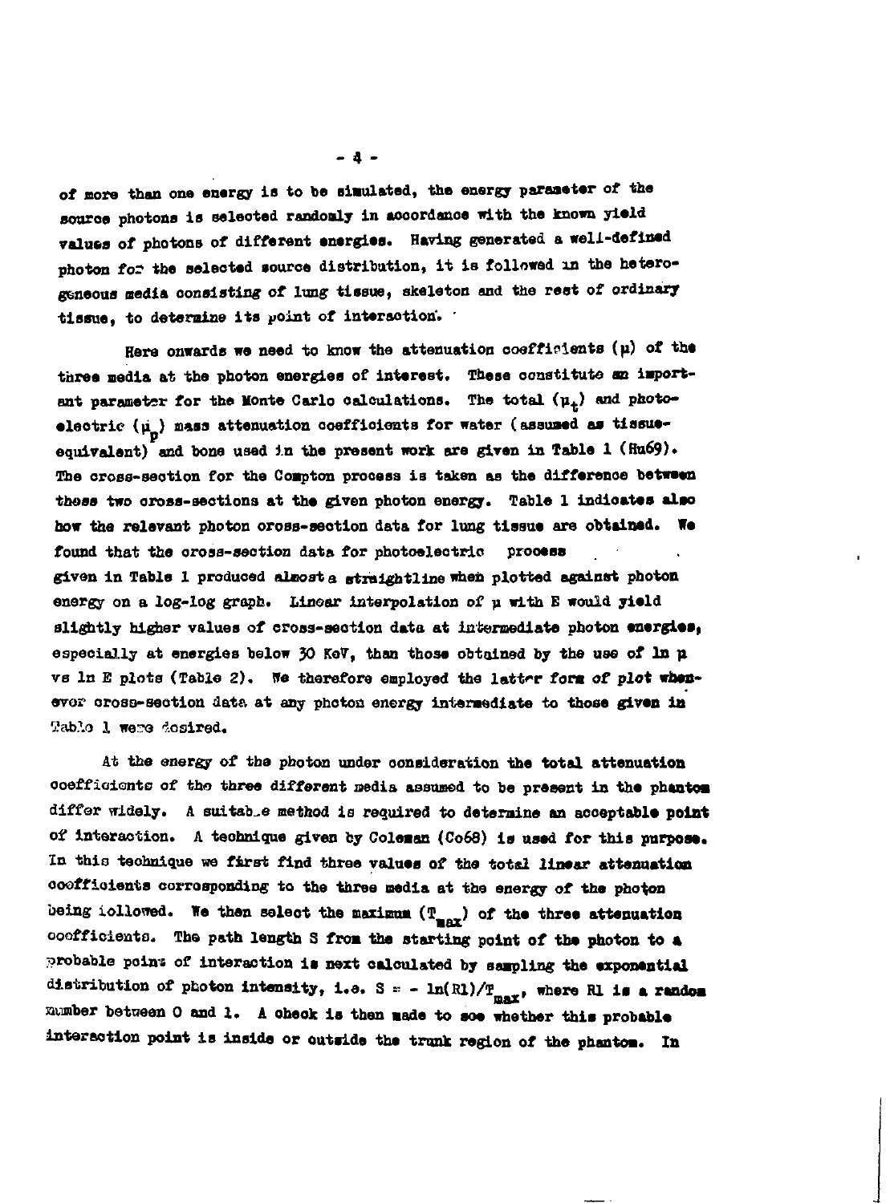of more than one energy is to be simulated, the energy parameter of the source photons is selected randomly in accordance with the known yield values of photons of different energies. Having generated a well-defined photon for the selected source distribution, it is followed in the heterogeneous media consisting of lung tissue, skeleton and the rest of ordinary tissue, to determine its point of interaction.

Here onwards we need to know the attenuation coefficients ($\mu$) of the three media at the photon energies of interest. These constitute an important parameter for the Monte Carlo calculations. The total ($\mu_t$) and photoelectric ($\mu_p$) mass attenuation coefficients for water (assumed as tissue-equivalent) and bone used in the present work are given in Table 1 (Hu69). The cross-section for the Compton process is taken as the difference between these two cross-sections at the given photon energy. Table 1 indicates also how the relevant photon cross-section data for lung tissue are obtained. We found that the cross-section data for photoelectric process given in Table 1 produced almost a straightline when plotted against photon energy on a log-log graph. Linear interpolation of $\mu$ with E would yield slightly higher values of cross-section data at intermediate photon energies, especially at energies below 30 KeV, than those obtained by the use of $\ln \mu$ vs $\ln E$ plots (Table 2). We therefore employed the latter form of plot whenever cross-section data at any photon energy intermediate to those given in Table 1 were desired.

At the energy of the photon under consideration the total attenuation coefficients of the three different media assumed to be present in the phantom differ widely. A suitable method is required to determine an acceptable point of interaction. A technique given by Coleman (Co68) is used for this purpose. In this technique we first find three values of the total linear attenuation coefficients corresponding to the three media at the energy of the photon being followed. We then select the maximum ($T_{max}$) of the three attenuation coefficients. The path length S from the starting point of the photon to a probable point of interaction is next calculated by sampling the exponential distribution of photon intensity, i.e. $S = -\ln(R1)/T_{max}$, where R1 is a random number between 0 and 1. A check is then made to see whether this probable interaction point is inside or outside the trunk region of the phantom. In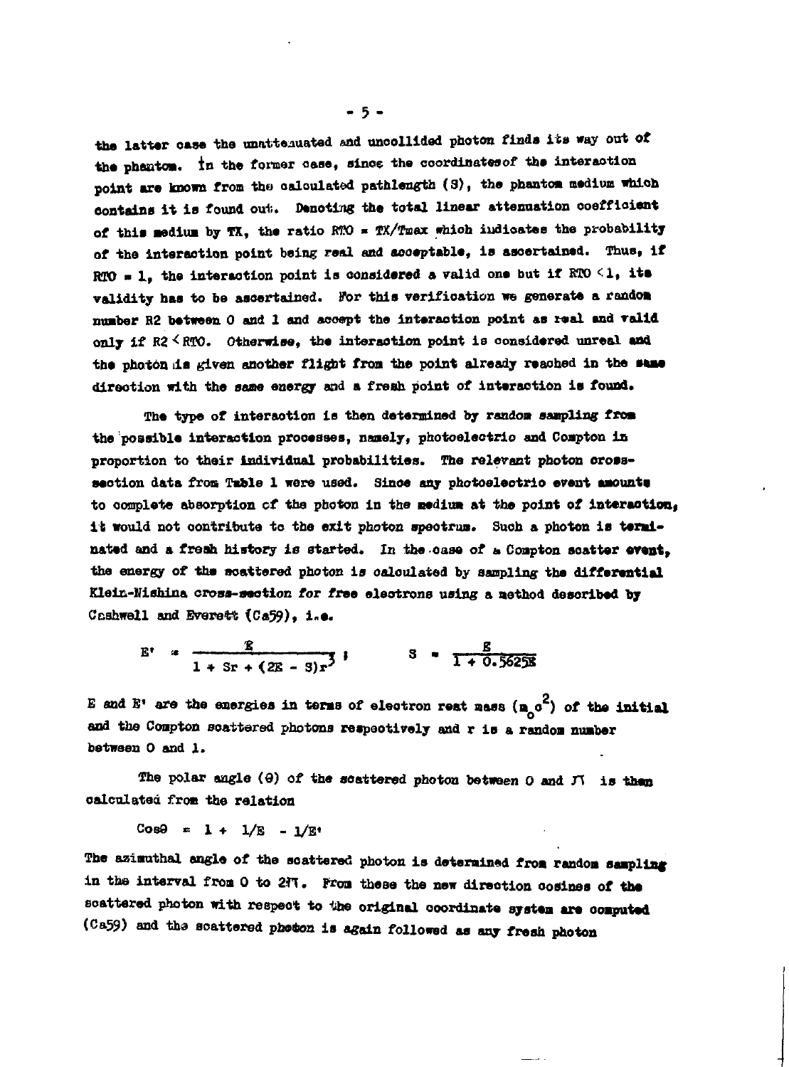the latter case the unattenuated and uncollided photon finds its way out of the phantom. In the former case, since the coordinates of the interaction point are known from the calculated pathlength (S), the phantom medium which contains it is found out. Denoting the total linear attenuation coefficient of this medium by TX, the ratio RTO = TX/Tmax which indicates the probability of the interaction point being real and acceptable, is ascertained. Thus, if RTO = 1, the interaction point is considered a valid one but if RTO < 1, its validity has to be ascertained. For this verification we generate a random number R2 between 0 and 1 and accept the interaction point as real and valid only if R2 < RTO. Otherwise, the interaction point is considered unreal and the photon is given another flight from the point already reached in the same direction with the same energy and a fresh point of interaction is found.

The type of interaction is then determined by random sampling from the possible interaction processes, namely, photoelectric and Compton in proportion to their individual probabilities. The relevant photon cross-section data from Table 1 were used. Since any photoelectric event amounts to complete absorption of the photon in the medium at the point of interaction, it would not contribute to the exit photon spectrum. Such a photon is terminated and a fresh history is started. In the case of a Compton scatter event, the energy of the scattered photon is calculated by sampling the differential Klein-Nishina cross-section for free electrons using a method described by Cashwell and Everett (Ca59), i.e.

$$E' = \frac{E}{1 + Sr + (2E - S)r^3}; \qquad S = \frac{E}{1 + 0.5625E}$$

E and E' are the energies in terms of electron rest mass ($m_o c^2$) of the initial and the Compton scattered photons respectively and r is a random number between 0 and 1.

The polar angle ($\theta$) of the scattered photon between 0 and $\pi$ is then calculated from the relation

$$\cos\theta = 1 + 1/E - 1/E'$$

The azimuthal angle of the scattered photon is determined from random sampling in the interval from 0 to $2\pi$. From these the new direction cosines of the scattered photon with respect to the original coordinate system are computed (Ca59) and the scattered photon is again followed as any fresh photon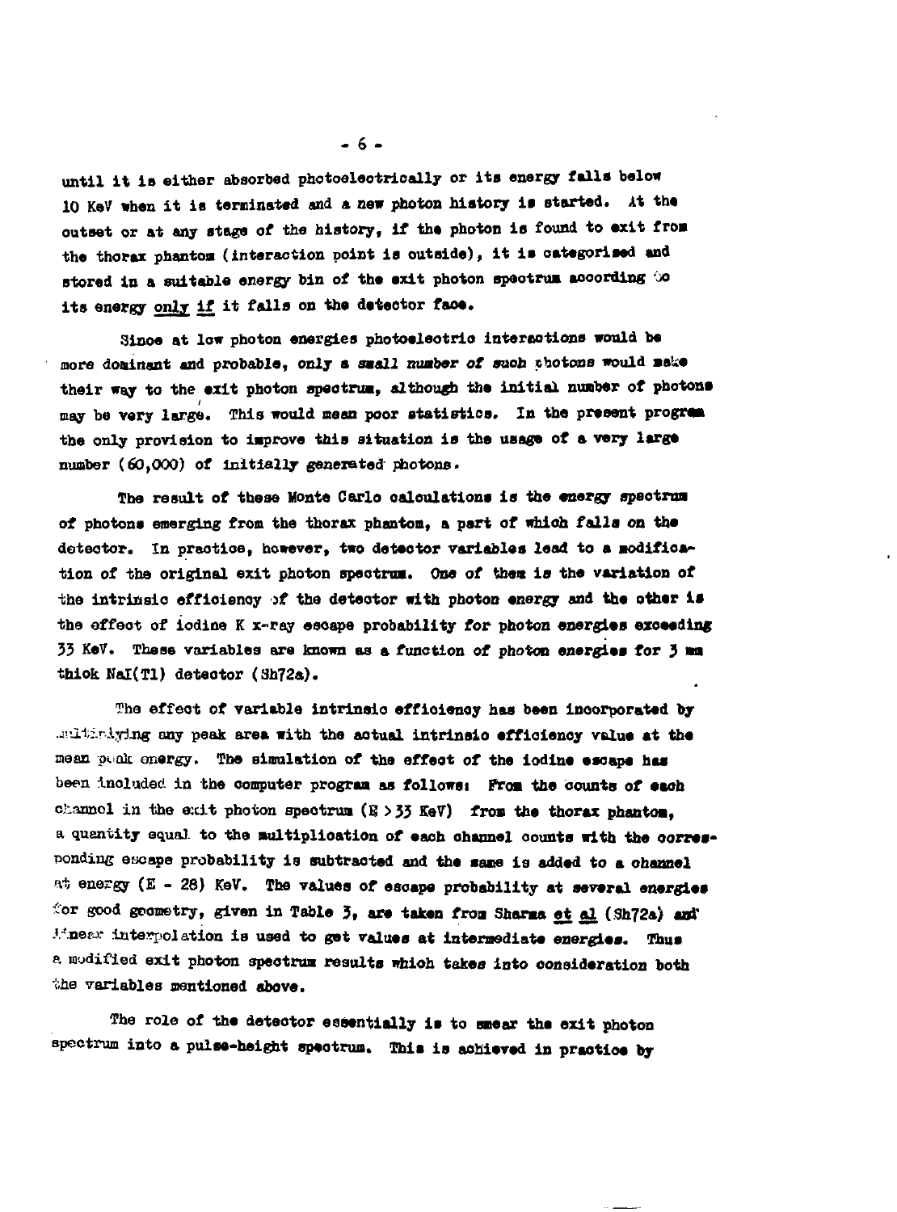until it is either absorbed photoelectrically or its energy falls below 10 KeV when it is terminated and a new photon history is started. At the outset or at any stage of the history, if the photon is found to exit from the thorax phantom (interaction point is outside), it is categorised and stored in a suitable energy bin of the exit photon spectrum according to its energy <u>only if</u> it falls on the detector face.

Since at low photon energies photoelectric interactions would be more dominant and probable, only a *small number of* such photons would make their way to the exit photon spectrum, although the initial number of photons may be very large. This would mean poor statistics. In the present program the only provision to improve this situation is the usage of a very large number (60,000) of initially generated photons.

The result of these Monte Carlo calculations is the energy spectrum of photons emerging from the thorax phantom, a part of which falls on the detector. In practice, however, two detector variables lead to a modification of the original exit photon spectrum. One of them is the variation of the intrinsic efficiency of the detector with photon energy and the other is the effect of iodine K x-ray escape probability for photon energies exceeding 33 KeV. These variables are known as a function of photon energies for 3 mm thick NaI(Tl) detector (Sh72a).

The effect of variable intrinsic efficiency has been incorporated by multiplying any peak area with the actual intrinsic efficiency value at the mean peak energy. The simulation of the effect of the iodine escape has been included in the computer program as follows: From the counts of each channel in the exit photon spectrum ($E > 33$ KeV) from the thorax phantom, a quantity equal to the multiplication of each channel counts with the corresponding escape probability is subtracted and the same is added to a channel at energy ($E - 28$) KeV. The values of escape probability at several energies for good geometry, given in Table 3, are taken from Sharma <u>et al</u> (Sh72a) and linear interpolation is used to get values at intermediate energies. Thus a modified exit photon spectrum results which takes into consideration both the variables mentioned above.

The role of the detector essentially is to smear the exit photon spectrum into a pulse-height spectrum. This is achieved in practice by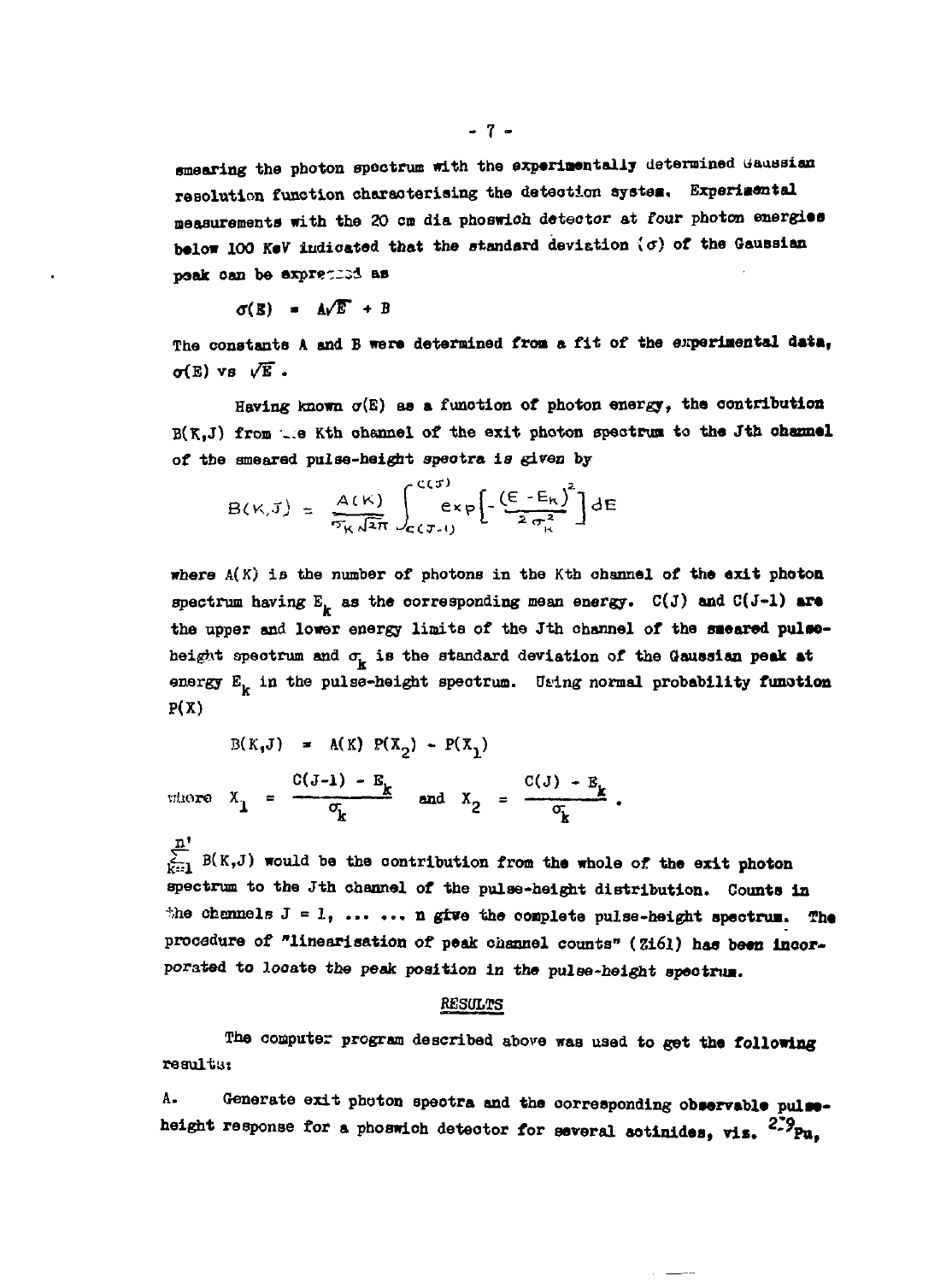smearing the photon spectrum with the experimentally determined Gaussian resolution function characterising the detection system. Experimental measurements with the 20 cm dia phoswich detector at four photon energies below 100 KeV indicated that the standard deviation ($\sigma$) of the Gaussian peak can be expressed as

$$\sigma(E) = A\sqrt{E} + B$$

The constants A and B were determined from a fit of the experimental data, $\sigma(E)$ vs $\sqrt{E}$.

Having known $\sigma(E)$ as a function of photon energy, the contribution $B(K,J)$ from the Kth channel of the exit photon spectrum to the Jth channel of the smeared pulse-height spectra is given by

$$B(K,J) = \frac{A(K)}{\sigma_K\sqrt{2\pi}} \int_{C(J-1)}^{C(J)} \exp\left[-\frac{(E-E_K)^2}{2\sigma_K^2}\right] dE$$

where $A(K)$ is the number of photons in the Kth channel of the exit photon spectrum having $E_k$ as the corresponding mean energy. $C(J)$ and $C(J-1)$ are the upper and lower energy limits of the Jth channel of the smeared pulse-height spectrum and $\sigma_k$ is the standard deviation of the Gaussian peak at energy $E_k$ in the pulse-height spectrum. Using normal probability function $P(X)$

$$B(K,J) = A(K)\ P(X_2) - P(X_1)$$

where $X_1 = \dfrac{C(J-1) - E_k}{\sigma_k}$ and $X_2 = \dfrac{C(J) - E_k}{\sigma_k}$.

$\sum_{K=1}^{n'} B(K,J)$ would be the contribution from the whole of the exit photon spectrum to the Jth channel of the pulse-height distribution. Counts in the channels $J = 1, \ldots \ldots n$ give the complete pulse-height spectrum. The procedure of "linearisation of peak channel counts" (Zi61) has been incorporated to locate the peak position in the pulse-height spectrum.

## RESULTS

The computer program described above was used to get the following results:

A. Generate exit photon spectra and the corresponding observable pulse-height response for a phoswich detector for several actinides, viz. $^{239}$Pu,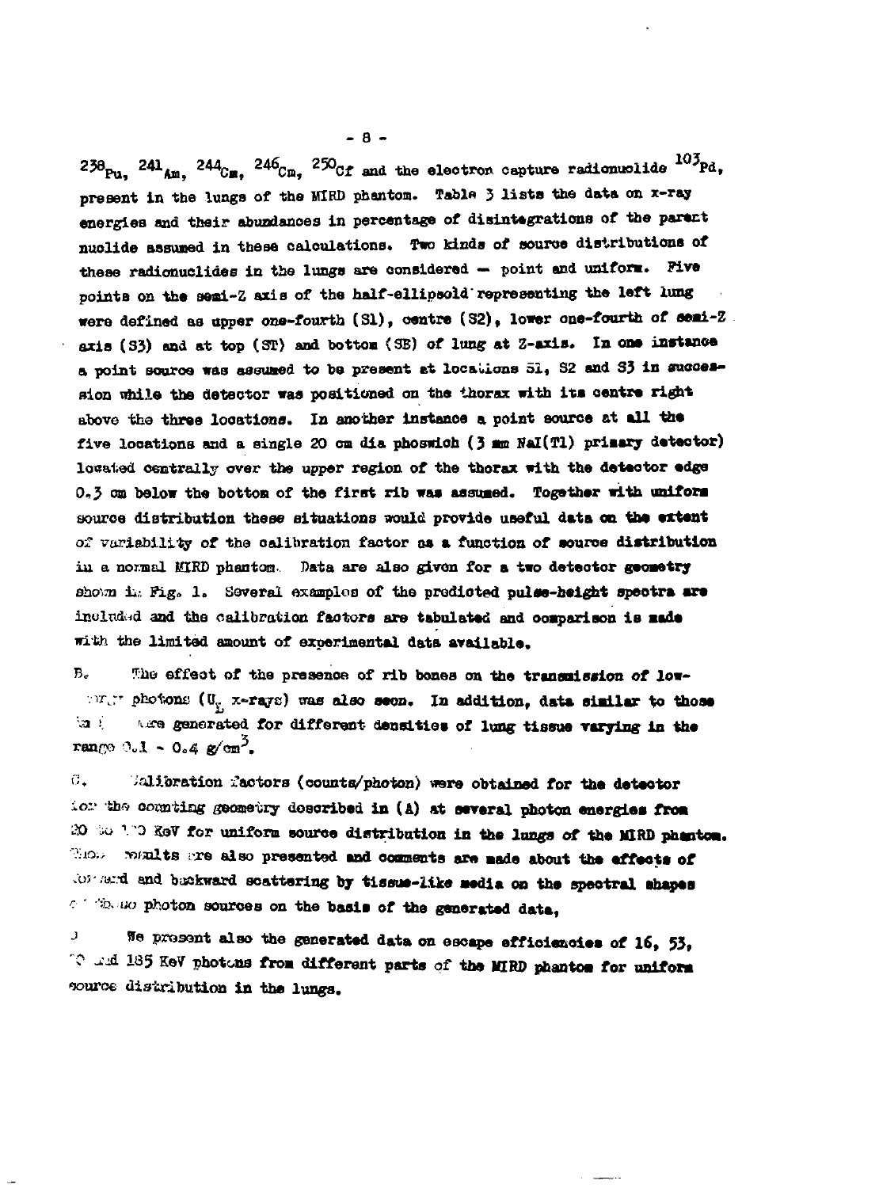$^{238}Pu$, $^{241}Am$, $^{244}Cm$, $^{246}Cm$, $^{250}Cf$ and the electron capture radionuclide $^{103}Pd$, present in the lungs of the MIRD phantom. Table 3 lists the data on x-ray energies and their abundances in percentage of disintegrations of the parent nuclide assumed in these calculations. Two kinds of source distributions of these radionuclides in the lungs are considered — point and uniform. Five points on the semi-Z axis of the half-ellipsoid representing the left lung were defined as upper one-fourth (S1), centre (S2), lower one-fourth of semi-Z axis (S3) and at top (ST) and bottom (SB) of lung at Z-axis. In one instance a point source was assumed to be present at locations S1, S2 and S3 in succession while the detector was positioned on the thorax with its centre right above the three locations. In another instance a point source at all the five locations and a single 20 cm dia phoswich (3 mm NaI(Tl) primary detector) located centrally over the upper region of the thorax with the detector edge 0.3 cm below the bottom of the first rib was assumed. Together with uniform source distribution these situations would provide useful data on the extent of variability of the calibration factor as a function of source distribution in a normal MIRD phantom. Data are also given for a two detector geometry shown in Fig. 1. Several examples of the predicted pulse-height spectra are included and the calibration factors are tabulated and comparison is made with the limited amount of experimental data available.

B. The effect of the presence of rib bones on the transmission of low-energy photons ($U_L$ x-rays) was also seen. In addition, data similar to those in (A) were generated for different densities of lung tissue varying in the range 0.1 - 0.4 g/cm$^3$.

C. Calibration factors (counts/photon) were obtained for the detector for the counting geometry described in (A) at several photon energies from 20 to 150 KeV for uniform source distribution in the lungs of the MIRD phantom. These results are also presented and comments are made about the effects of forward and backward scattering by tissue-like media on the spectral shapes of these photon sources on the basis of the generated data.

D. We present also the generated data on escape efficiencies of 16, 53, 60 and 185 KeV photons from different parts of the MIRD phantom for uniform source distribution in the lungs.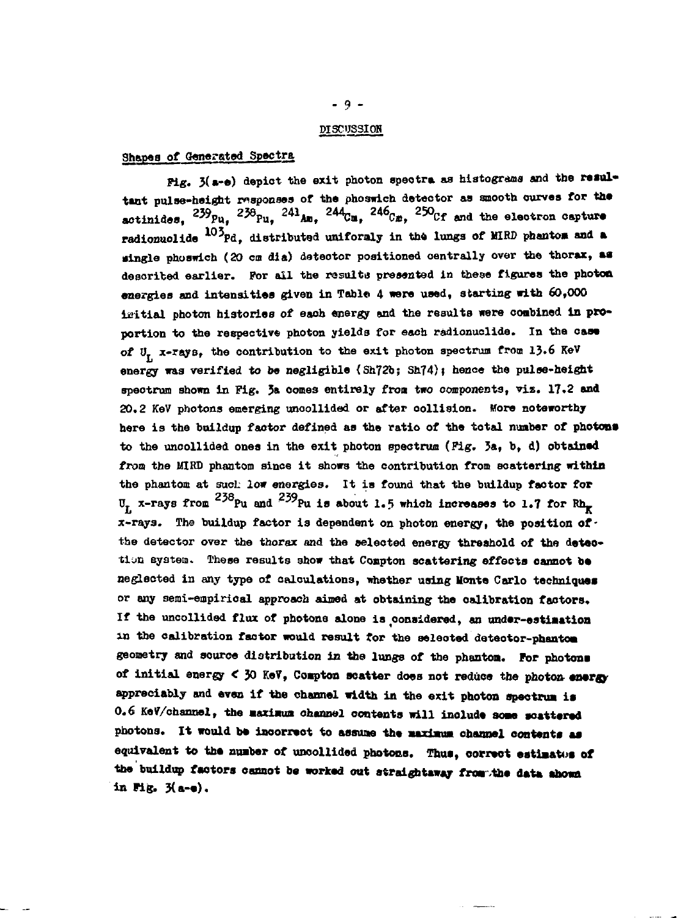## DISCUSSION

### Shapes of Generated Spectra

Fig. 3(a-e) depict the exit photon spectra as histograms and the resultant pulse-height responses of the phoswich detector as smooth curves for the actinides, $^{239}Pu$, $^{238}Pu$, $^{241}Am$, $^{244}Cm$, $^{246}Cm$, $^{250}Cf$ and the electron capture radionuclide $^{103}Pd$, distributed uniformly in the lungs of MIRD phantom and a single phoswich (20 cm dia) detector positioned centrally over the thorax, as described earlier. For all the results presented in these figures the photon energies and intensities given in Table 4 were used, starting with 60,000 initial photon histories of each energy and the results were combined in proportion to the respective photon yields for each radionuclide. In the case of $U_L$ x-rays, the contribution to the exit photon spectrum from 13.6 KeV energy was verified to be negligible (Sh72b; Sh74); hence the pulse-height spectrum shown in Fig. 3a comes entirely from two components, viz. 17.2 and 20.2 KeV photons emerging uncollided or after collision. More noteworthy here is the buildup factor defined as the ratio of the total number of photons to the uncollided ones in the exit photon spectrum (Fig. 3a, b, d) obtained from the MIRD phantom since it shows the contribution from scattering within the phantom at such low energies. It is found that the buildup factor for $U_L$ x-rays from $^{238}Pu$ and $^{239}Pu$ is about 1.5 which increases to 1.7 for $Rh_K$ x-rays. The buildup factor is dependent on photon energy, the position of the detector over the thorax and the selected energy threshold of the detection system. These results show that Compton scattering effects cannot be neglected in any type of calculations, whether using Monte Carlo techniques or any semi-empirical approach aimed at obtaining the calibration factors. If the uncollided flux of photons alone is considered, an under-estimation in the calibration factor would result for the selected detector-phantom geometry and source distribution in the lungs of the phantom. For photons of initial energy $< 30$ KeV, Compton scatter does not reduce the photon energy appreciably and even if the channel width in the exit photon spectrum is 0.6 KeV/channel, the maximum channel contents will include some scattered photons. It would be incorrect to assume the maximum channel contents as equivalent to the number of uncollided photons. Thus, correct estimates of the buildup factors cannot be worked out straightaway from the data shown in Fig. 3(a-e).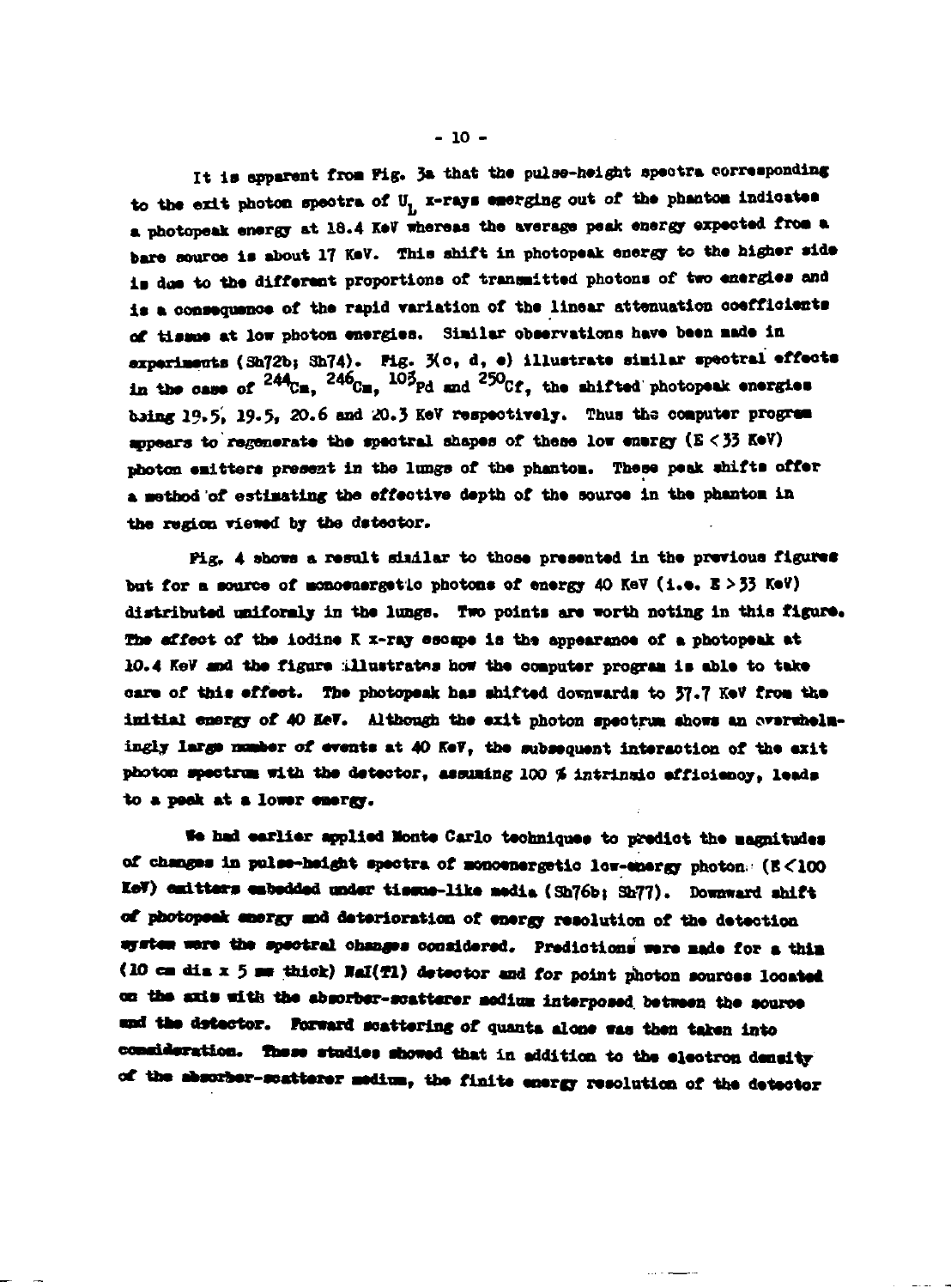It is apparent from Fig. 3a that the pulse-height spectra corresponding to the exit photon spectra of $U_L$ x-rays emerging out of the phantom indicates a photopeak energy at 18.4 KeV whereas the average peak energy expected from a bare source is about 17 KeV. This shift in photopeak energy to the higher side is due to the different proportions of transmitted photons of two energies and is a consequence of the rapid variation of the linear attenuation coefficients of tissue at low photon energies. Similar observations have been made in experiments (Sh72b; Sh74). Fig. 3(c, d, e) illustrate similar spectral effects in the case of $^{244}Cm$, $^{246}Cm$, $^{103}Pd$ and $^{250}Cf$, the shifted photopeak energies being 19.5, 19.5, 20.6 and 20.3 KeV respectively. Thus the computer program appears to regenerate the spectral shapes of these low energy ($E < 33$ KeV) photon emitters present in the lungs of the phantom. These peak shifts offer a method of estimating the effective depth of the source in the phantom in the region viewed by the detector.

Fig. 4 shows a result similar to those presented in the previous figures but for a source of monoenergetic photons of energy 40 KeV (i.e. $E > 33$ KeV) distributed uniformly in the lungs. Two points are worth noting in this figure. The effect of the iodine K x-ray escape is the appearance of a photopeak at 10.4 KeV and the figure illustrates how the computer program is able to take care of this effect. The photopeak has shifted downwards to 37.7 KeV from the initial energy of 40 KeV. Although the exit photon spectrum shows an overwhelmingly large number of events at 40 KeV, the subsequent interaction of the exit photon spectrum with the detector, assuming 100 % intrinsic efficiency, leads to a peak at a lower energy.

We had earlier applied Monte Carlo techniques to predict the magnitudes of changes in pulse-height spectra of monoenergetic low-energy photon ($E < 100$ KeV) emitters embedded under tissue-like media (Sh76b; Sh77). Downward shift of photopeak energy and deterioration of energy resolution of the detection system were the spectral changes considered. Predictions were made for a thin (10 cm dia x 5 mm thick) NaI(Tl) detector and for point photon sources located on the axis with the absorber-scatterer medium interposed between the source and the detector. Forward scattering of quanta alone was then taken into consideration. These studies showed that in addition to the electron density of the absorber-scatterer medium, the finite energy resolution of the detector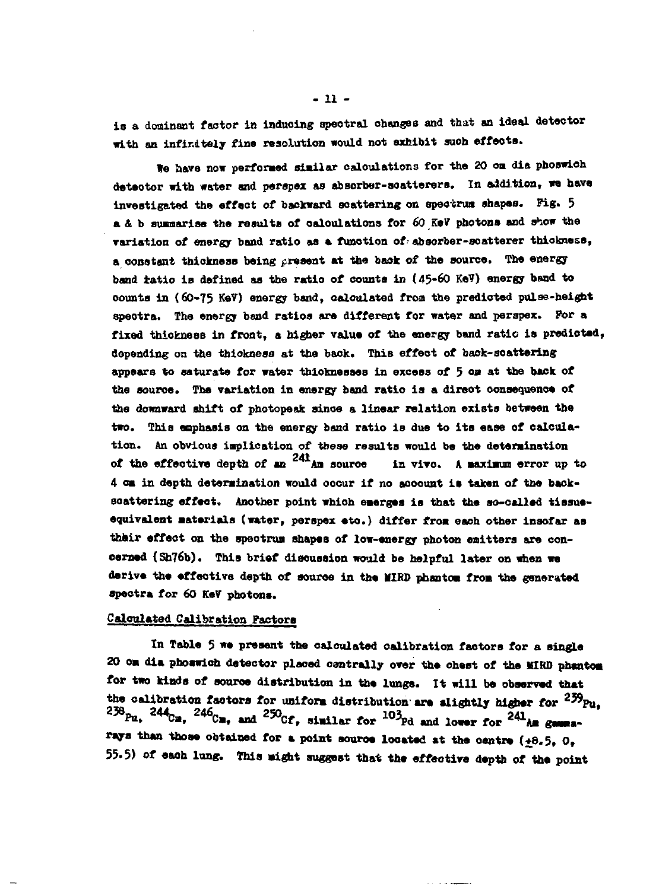is a dominant factor in inducing spectral changes and that an ideal detector with an infinitely fine resolution would not exhibit such effects.

We have now performed similar calculations for the 20 cm dia phoswich detector with water and perspex as absorber-scatterers. In addition, we have investigated the effect of backward scattering on spectrum shapes. Fig. 5 a & b summarise the results of calculations for 60 KeV photons and show the variation of energy band ratio as a function of absorber-scatterer thickness, a constant thickness being present at the back of the source. The energy band ratio is defined as the ratio of counts in (45-60 KeV) energy band to counts in (60-75 KeV) energy band, calculated from the predicted pulse-height spectra. The energy band ratios are different for water and perspex. For a fixed thickness in front, a higher value of the energy band ratio is predicted, depending on the thickness at the back. This effect of back-scattering appears to saturate for water thicknesses in excess of 5 cm at the back of the source. The variation in energy band ratio is a direct consequence of the downward shift of photopeak since a linear relation exists between the two. This emphasis on the energy band ratio is due to its ease of calculation. An obvious implication of these results would be the determination of the effective depth of an $^{241}$Am source in vivo. A maximum error up to 4 cm in depth determination would occur if no account is taken of the back-scattering effect. Another point which emerges is that the so-called tissue-equivalent materials (water, perspex etc.) differ from each other insofar as their effect on the spectrum shapes of low-energy photon emitters are concerned (Sh76b). This brief discussion would be helpful later on when we derive the effective depth of source in the MIRD phantom from the generated spectra for 60 KeV photons.

## Calculated Calibration Factors

In Table 5 we present the calculated calibration factors for a single 20 cm dia phoswich detector placed centrally over the chest of the MIRD phantom for two kinds of source distribution in the lungs. It will be observed that the calibration factors for uniform distribution are slightly higher for $^{239}$Pu, $^{238}$Pu, $^{244}$Cm, $^{246}$Cm, and $^{250}$Cf, similar for $^{103}$Pd and lower for $^{241}$Am gamma-rays than those obtained for a point source located at the centre (±8.5, 0, 55.5) of each lung. This might suggest that the effective depth of the point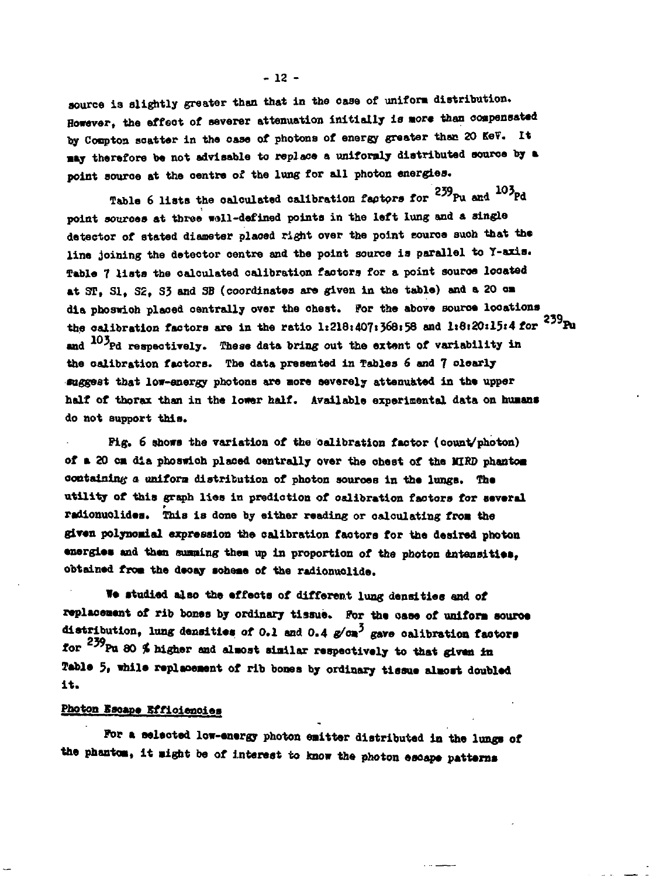source is slightly greater than that in the case of uniform distribution. However, the effect of severer attenuation initially is more than compensated by Compton scatter in the case of photons of energy greater than 20 KeV. It may therefore be not advisable to replace a uniformly distributed source by a point source at the centre of the lung for all photon energies.

Table 6 lists the calculated calibration factors for $^{239}Pu$ and $^{103}Pd$ point sources at three well-defined points in the left lung and a single detector of stated diameter placed right over the point source such that the line joining the detector centre and the point source is parallel to Y-axis. Table 7 lists the calculated calibration factors for a point source located at ST, S1, S2, S3 and SB (coordinates are given in the table) and a 20 cm dia phoswich placed centrally over the chest. For the above source locations the calibration factors are in the ratio 1:218:407:368:58 and 1:8:20:15:4 for $^{239}Pu$ and $^{103}Pd$ respectively. These data bring out the extent of variability in the calibration factors. The data presented in Tables 6 and 7 clearly suggest that low-energy photons are more severely attenuated in the upper half of thorax than in the lower half. Available experimental data on humans do not support this.

Fig. 6 shows the variation of the calibration factor (count/photon) of a 20 cm dia phoswich placed centrally over the chest of the MIRD phantom containing a uniform distribution of photon sources in the lungs. The utility of this graph lies in prediction of calibration factors for several radionuclides. This is done by either reading or calculating from the given polynomial expression the calibration factors for the desired photon energies and then summing them up in proportion of the photon intensities, obtained from the decay scheme of the radionuclide.

We studied also the effects of different lung densities and of replacement of rib bones by ordinary tissue. For the case of uniform source distribution, lung densities of 0.1 and 0.4 $g/cm^3$ gave calibration factors for $^{239}Pu$ 80 % higher and almost similar respectively to that given in Table 5, while replacement of rib bones by ordinary tissue almost doubled it.

## Photon Escape Efficiencies

For a selected low-energy photon emitter distributed in the lungs of the phantom, it might be of interest to know the photon escape patterns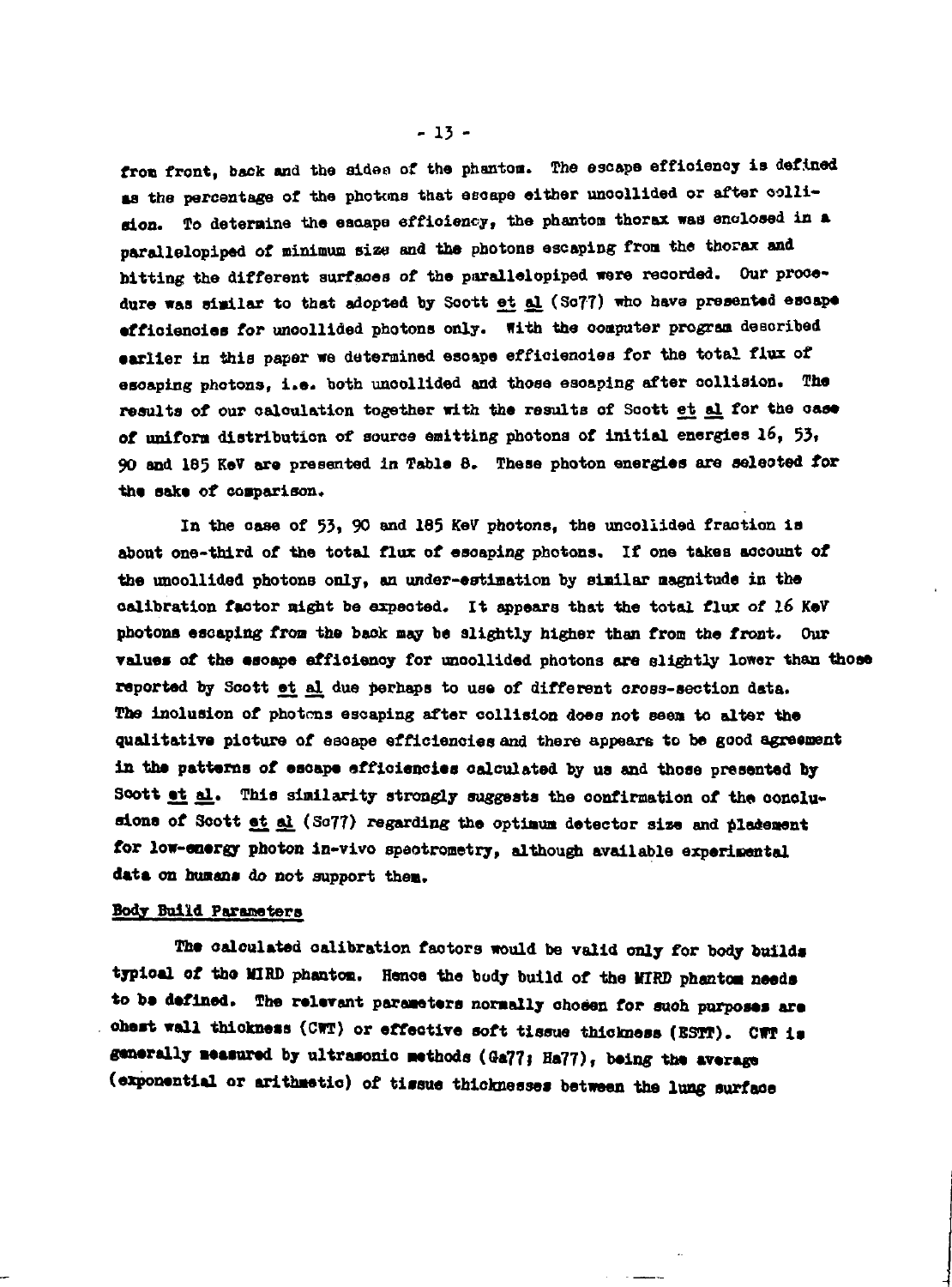from front, back and the sides of the phantom. The escape efficiency is defined as the percentage of the photons that escape either uncollided or after collision. To determine the escape efficiency, the phantom thorax was enclosed in a parallelopiped of minimum size and the photons escaping from the thorax and hitting the different surfaces of the parallelopiped were recorded. Our procedure was similar to that adopted by Scott et al (So77) who have presented escape efficiencies for uncollided photons only. With the computer program described earlier in this paper we determined escape efficiencies for the total flux of escaping photons, i.e. both uncollided and those escaping after collision. The results of our calculation together with the results of Scott et al for the case of uniform distribution of source emitting photons of initial energies 16, 53, 90 and 185 KeV are presented in Table 8. These photon energies are selected for the sake of comparison.

In the case of 53, 90 and 185 KeV photons, the uncollided fraction is about one-third of the total flux of escaping photons. If one takes account of the uncollided photons only, an under-estimation by similar magnitude in the calibration factor might be expected. It appears that the total flux of 16 KeV photons escaping from the back may be slightly higher than from the front. Our values of the escape efficiency for uncollided photons are slightly lower than those reported by Scott et al due perhaps to use of different cross-section data. The inclusion of photons escaping after collision does not seem to alter the qualitative picture of escape efficiencies and there appears to be good agreement in the patterns of escape efficiencies calculated by us and those presented by Scott et al. This similarity strongly suggests the confirmation of the conclusions of Scott et al (So77) regarding the optimum detector size and placement for low-energy photon in-vivo spectrometry, although available experimental data on humans do not support them.

## Body Build Parameters

The calculated calibration factors would be valid only for body builds typical of the MIRD phantom. Hence the body build of the MIRD phantom needs to be defined. The relevant parameters normally chosen for such purposes are chest wall thickness (CWT) or effective soft tissue thickness (ESTT). CWT is generally measured by ultrasonic methods (Ga77; Ha77), being the average (exponential or arithmetic) of tissue thicknesses between the lung surface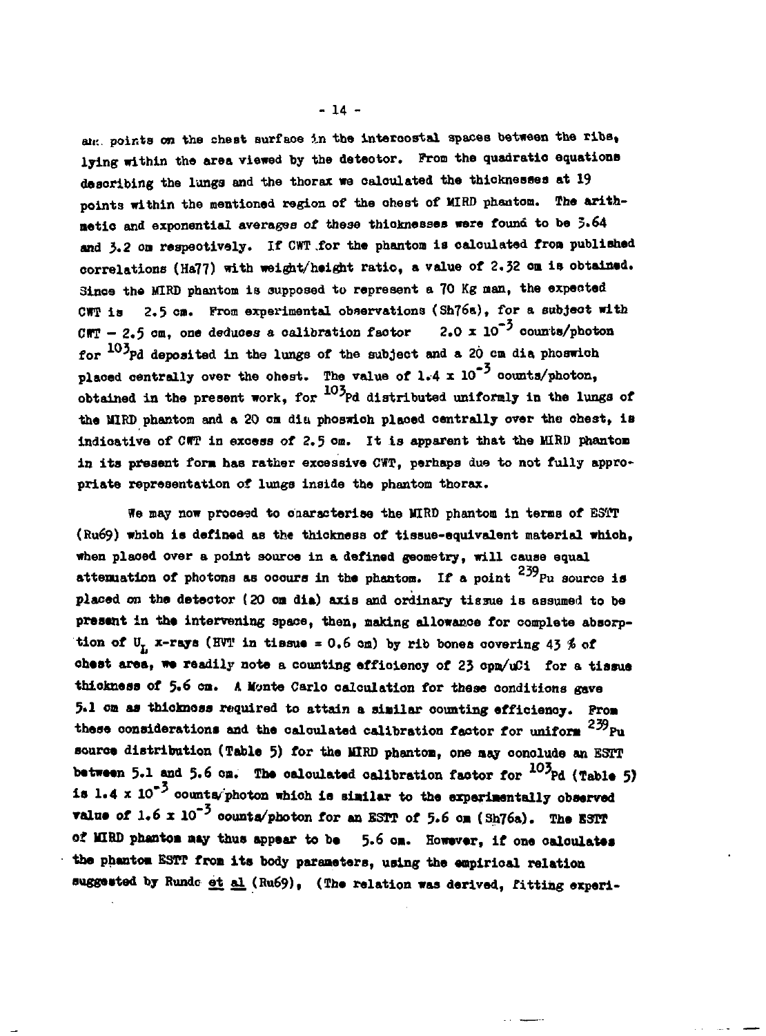and points on the chest surface in the intercostal spaces between the ribs, lying within the area viewed by the detector. From the quadratic equations describing the lungs and the thorax we calculated the thicknesses at 19 points within the mentioned region of the chest of MIRD phantom. The arithmetic and exponential averages of these thicknesses were found to be 3.64 and 3.2 cm respectively. If CWT for the phantom is calculated from published correlations (Ha77) with weight/height ratio, a value of 2.32 cm is obtained. Since the MIRD phantom is supposed to represent a 70 Kg man, the expected CWT is 2.5 cm. From experimental observations (Sh76a), for a subject with CWT – 2.5 cm, one deduces a calibration factor $2.0 \times 10^{-3}$ counts/photon for $^{103}$Pd deposited in the lungs of the subject and a 20 cm dia phoswich placed centrally over the chest. The value of $1.4 \times 10^{-3}$ counts/photon, obtained in the present work, for $^{103}$Pd distributed uniformly in the lungs of the MIRD phantom and a 20 cm dia phoswich placed centrally over the chest, is indicative of CWT in excess of 2.5 cm. It is apparent that the MIRD phantom in its present form has rather excessive CWT, perhaps due to not fully appropriate representation of lungs inside the phantom thorax.

We may now proceed to characterise the MIRD phantom in terms of ESTT (Ru69) which is defined as the thickness of tissue-equivalent material which, when placed over a point source in a defined geometry, will cause equal attenuation of photons as occurs in the phantom. If a point $^{239}$Pu source is placed on the detector (20 cm dia) axis and ordinary tissue is assumed to be present in the intervening space, then, making allowance for complete absorption of $U_L$ x-rays (HVT in tissue = 0.6 cm) by rib bones covering 43 % of chest area, we readily note a counting efficiency of 23 cpm/uCi for a tissue thickness of 5.6 cm. A Monte Carlo calculation for these conditions gave 5.1 cm as thickness required to attain a similar counting efficiency. From these considerations and the calculated calibration factor for uniform $^{239}$Pu source distribution (Table 5) for the MIRD phantom, one may conclude an ESTT between 5.1 and 5.6 cm. The calculated calibration factor for $^{103}$Pd (Table 5) is $1.4 \times 10^{-3}$ counts/photon which is similar to the experimentally observed value of $1.6 \times 10^{-3}$ counts/photon for an ESTT of 5.6 cm (Sh76a). The ESTT of MIRD phantom may thus appear to be 5.6 cm. However, if one calculates the phantom ESTT from its body parameters, using the empirical relation suggested by Rundo et al (Ru69), (The relation was derived, fitting experi-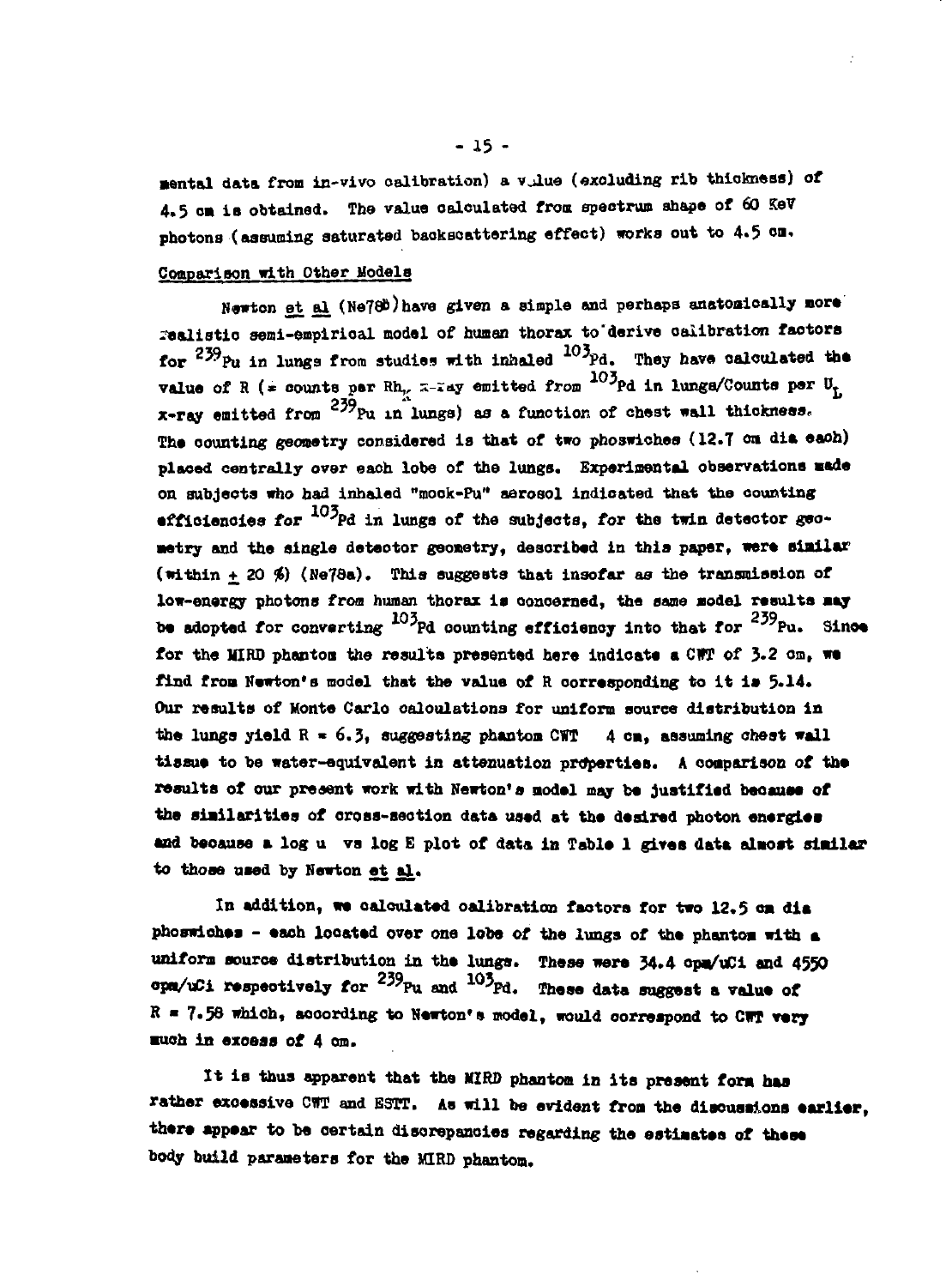mental data from in-vivo calibration) a value (excluding rib thickness) of 4.5 cm is obtained. The value calculated from spectrum shape of 60 KeV photons (assuming saturated backscattering effect) works out to 4.5 cm.

## Comparison with Other Models

Newton et al (Ne78b) have given a simple and perhaps anatomically more realistic semi-empirical model of human thorax to derive calibration factors for $^{239}Pu$ in lungs from studies with inhaled $^{103}Pd$. They have calculated the value of R (= counts per $Rh_K$ x-ray emitted from $^{103}Pd$ in lungs/Counts per $U_L$ x-ray emitted from $^{239}Pu$ in lungs) as a function of chest wall thickness. The counting geometry considered is that of two phoswiches (12.7 cm dia each) placed centrally over each lobe of the lungs. Experimental observations made on subjects who had inhaled "mock-Pu" aerosol indicated that the counting efficiencies for $^{103}Pd$ in lungs of the subjects, for the twin detector geometry and the single detector geometry, described in this paper, were similar (within ± 20 %) (Ne78a). This suggests that insofar as the transmission of low-energy photons from human thorax is concerned, the same model results may be adopted for converting $^{103}Pd$ counting efficiency into that for $^{239}Pu$. Since for the MIRD phantom the results presented here indicate a CWT of 3.2 cm, we find from Newton's model that the value of R corresponding to it is 5.14. Our results of Monte Carlo calculations for uniform source distribution in the lungs yield R = 6.3, suggesting phantom CWT 4 cm, assuming chest wall tissue to be water-equivalent in attenuation properties. A comparison of the results of our present work with Newton's model may be justified because of the similarities of cross-section data used at the desired photon energies and because a log u vs log E plot of data in Table 1 gives data almost similar to those used by Newton et al.

In addition, we calculated calibration factors for two 12.5 cm dia phoswiches - each located over one lobe of the lungs of the phantom with a uniform source distribution in the lungs. These were 34.4 cpm/uCi and 4550 cpm/uCi respectively for $^{239}Pu$ and $^{103}Pd$. These data suggest a value of R = 7.58 which, according to Newton's model, would correspond to CWT very much in excess of 4 cm.

It is thus apparent that the MIRD phantom in its present form has rather excessive CWT and ESTT. As will be evident from the discussions earlier, there appear to be certain discrepancies regarding the estimates of these body build parameters for the MIRD phantom.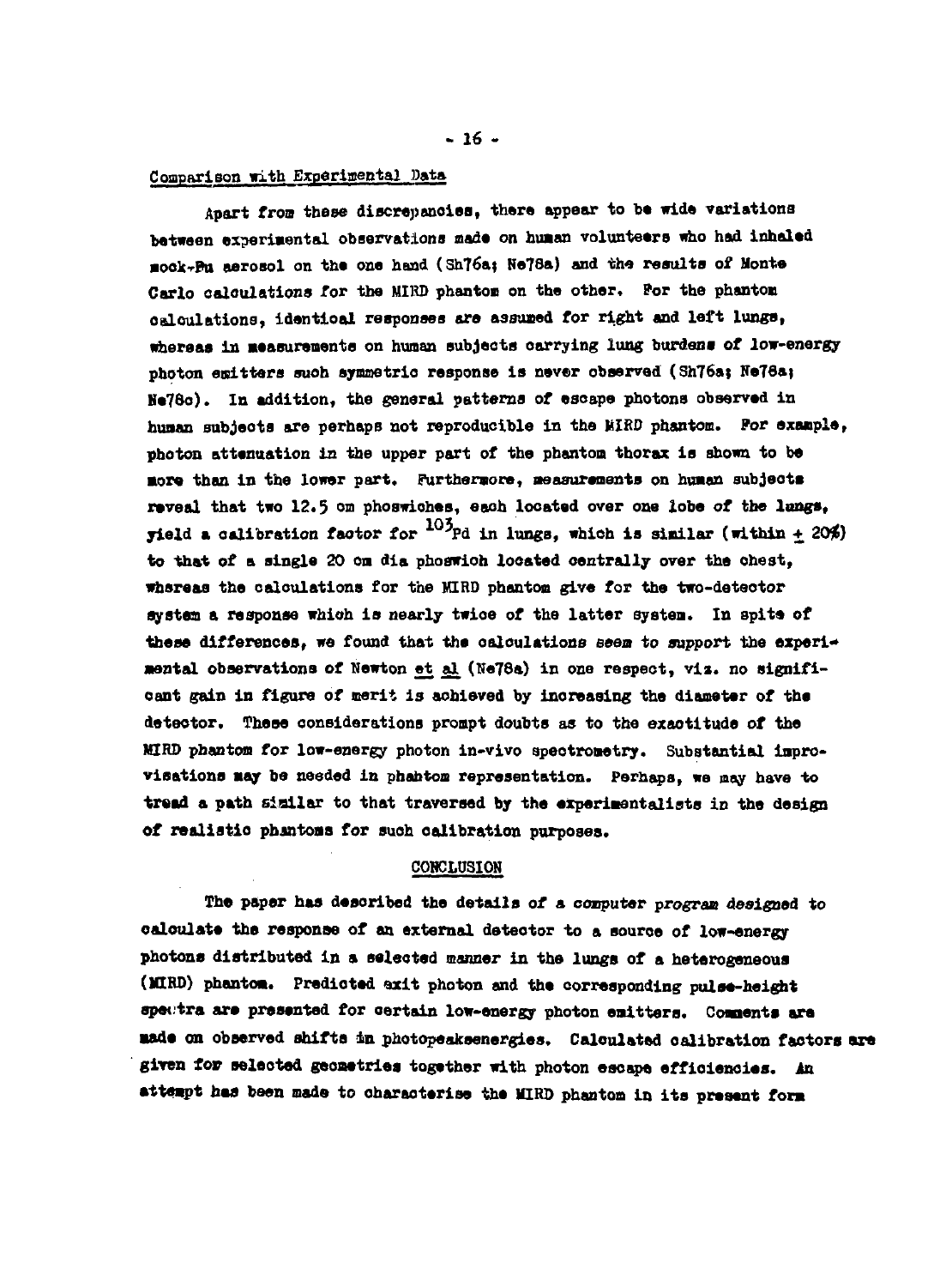## Comparison with Experimental Data

Apart from these discrepancies, there appear to be wide variations between experimental observations made on human volunteers who had inhaled mock-Pu aerosol on the one hand (Sh76a; Ne78a) and the results of Monte Carlo calculations for the MIRD phantom on the other. For the phantom calculations, identical responses are assumed for right and left lungs, whereas in measurements on human subjects carrying lung burdens of low-energy photon emitters such symmetric response is never observed (Sh76a; Ne78a; Ne78c). In addition, the general patterns of escape photons observed in human subjects are perhaps not reproducible in the MIRD phantom. For example, photon attenuation in the upper part of the phantom thorax is shown to be more than in the lower part. Furthermore, measurements on human subjects reveal that two 12.5 cm phoswiches, each located over one lobe of the lungs, yield a calibration factor for $^{103}$Pd in lungs, which is similar (within $\pm$ 20%) to that of a single 20 cm dia phoswich located centrally over the chest, whereas the calculations for the MIRD phantom give for the two-detector system a response which is nearly twice of the latter system. In spite of these differences, we found that the calculations seem to support the experimental observations of Newton et al (Ne78a) in one respect, viz. no significant gain in figure of merit is achieved by increasing the diameter of the detector. These considerations prompt doubts as to the exactitude of the MIRD phantom for low-energy photon in-vivo spectrometry. Substantial improvisations may be needed in phantom representation. Perhaps, we may have to tread a path similar to that traversed by the experimentalists in the design of realistic phantoms for such calibration purposes.

## CONCLUSION

The paper has described the details of a computer program designed to calculate the response of an external detector to a source of low-energy photons distributed in a selected manner in the lungs of a heterogeneous (MIRD) phantom. Predicted exit photon and the corresponding pulse-height spectra are presented for certain low-energy photon emitters. Comments are made on observed shifts in photopeaksenergies. Calculated calibration factors are given for selected geometries together with photon escape efficiencies. An attempt has been made to characterise the MIRD phantom in its present form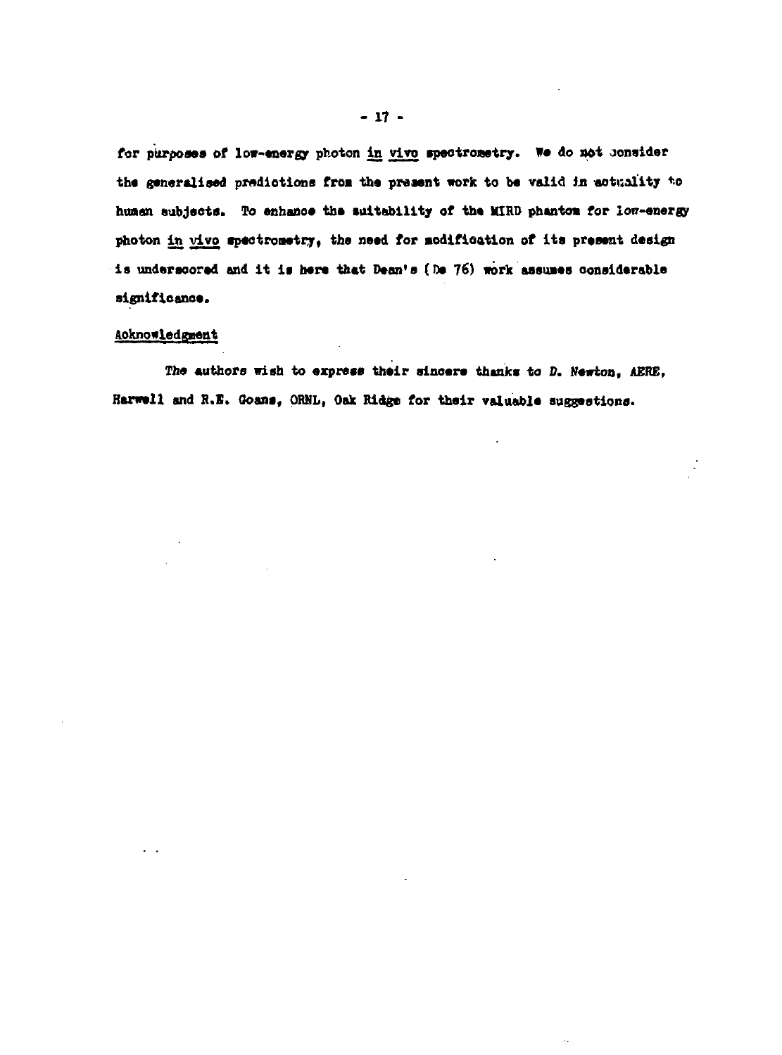for purposes of low-energy photon in vivo spectrometry. We do not consider the generalised predictions from the present work to be valid in actuality to human subjects. To enhance the suitability of the MIRD phantom for low-energy photon in vivo spectrometry, the need for modification of its present design is underscored and it is here that Dean's (De 76) work assumes considerable significance.

## Acknowledgment

The authors wish to express their sincere thanks to D. Newton, AERE, Harwell and R.E. Goans, ORNL, Oak Ridge for their valuable suggestions.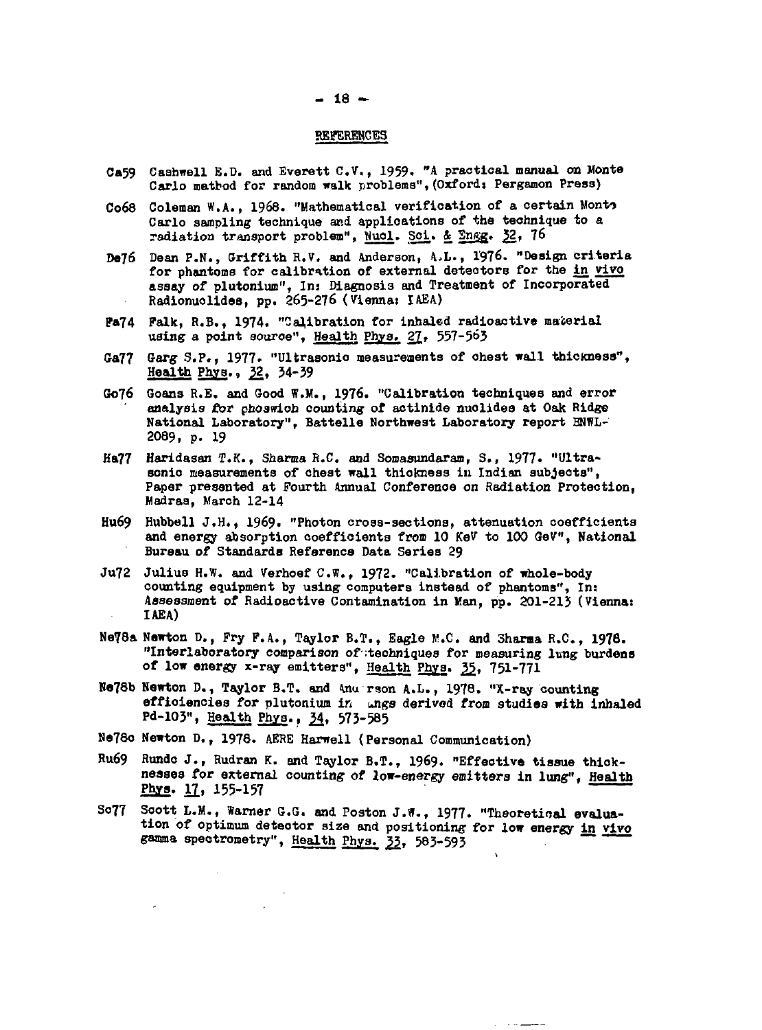## REFERENCES

Ca59 Cashwell E.D. and Everett C.V., 1959. "A practical manual on Monte Carlo method for random walk problems", (Oxford: Pergamon Press)

Co68 Coleman W.A., 1968. "Mathematical verification of a certain Monte Carlo sampling technique and applications of the technique to a radiation transport problem", Nucl. Sci. & Engg. 32, 76

De76 Dean P.N., Griffith R.V. and Anderson, A.L., 1976. "Design criteria for phantoms for calibration of external detectors for the in vivo assay of plutonium", In: Diagnosis and Treatment of Incorporated Radionuclides, pp. 265-276 (Vienna: IAEA)

Fa74 Falk, R.B., 1974. "Calibration for inhaled radioactive material using a point source", Health Phys. 27, 557-563

Ga77 Garg S.P., 1977. "Ultrasonic measurements of chest wall thickness", Health Phys., 32, 34-39

Go76 Goans R.E. and Good W.M., 1976. "Calibration techniques and error analysis for phoswich counting of actinide nuclides at Oak Ridge National Laboratory", Battelle Northwest Laboratory report BNWL-2089, p. 19

Ha77 Haridasan T.K., Sharma R.C. and Somasundaram, S., 1977. "Ultrasonic measurements of chest wall thickness in Indian subjects", Paper presented at Fourth Annual Conference on Radiation Protection, Madras, March 12-14

Hu69 Hubbell J.H., 1969. "Photon cross-sections, attenuation coefficients and energy absorption coefficients from 10 KeV to 100 GeV", National Bureau of Standards Reference Data Series 29

Ju72 Julius H.W. and Verhoef C.W., 1972. "Calibration of whole-body counting equipment by using computers instead of phantoms", In: Assessment of Radioactive Contamination in Man, pp. 201-213 (Vienna: IAEA)

Ne78a Newton D., Fry F.A., Taylor B.T., Eagle M.C. and Sharma R.C., 1978. "Interlaboratory comparison of techniques for measuring lung burdens of low energy x-ray emitters", Health Phys. 35, 751-771

Ne78b Newton D., Taylor B.T. and Anderson A.L., 1978. "X-ray counting efficiencies for plutonium in lungs derived from studies with inhaled Pd-103", Health Phys., 34, 573-585

Ne78c Newton D., 1978. AERE Harwell (Personal Communication)

Ru69 Rundo J., Rudran K. and Taylor B.T., 1969. "Effective tissue thicknesses for external counting of low-energy emitters in lung", Health Phys. 17, 155-157

So77 Scott L.M., Warner G.G. and Poston J.W., 1977. "Theoretical evaluation of optimum detector size and positioning for low energy in vivo gamma spectrometry", Health Phys. 33, 583-593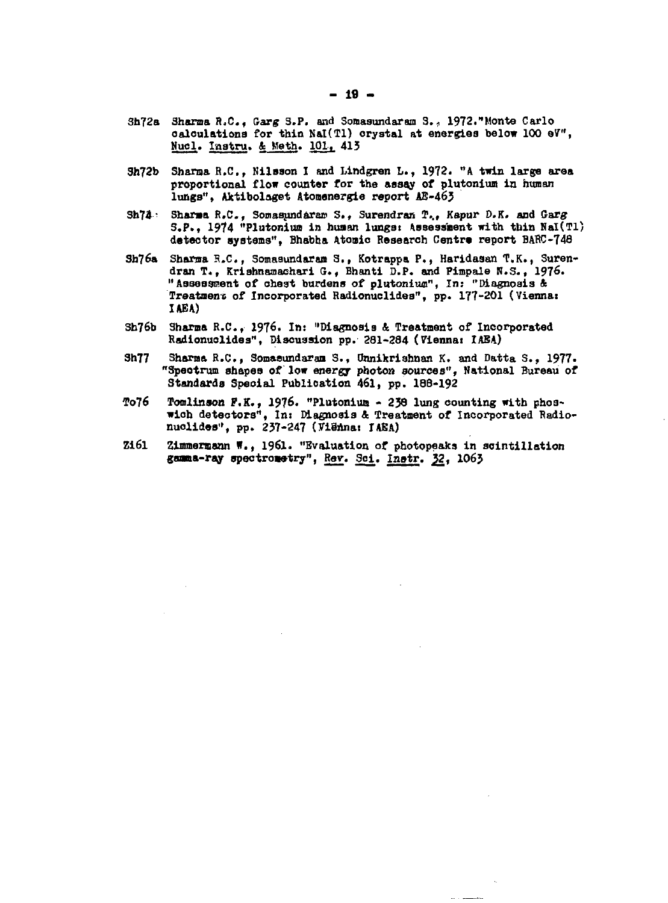Sh72a Sharma R.C., Garg S.P. and Somasundaram S., 1972."Monte Carlo calculations for thin NaI(Tl) crystal at energies below 100 eV", Nucl. Instru. & Meth. 101, 413

Sh72b Sharma R.C., Nilsson I and Lindgren L., 1972. "A twin large area proportional flow counter for the assay of plutonium in human lungs", Aktibolaget Atomenergie report AE-463

Sh74 Sharma R.C., Somasundaram S., Surendran T., Kapur D.K. and Garg S.P., 1974 "Plutonium in human lungs: Assessment with thin NaI(Tl) detector systems", Bhabha Atomic Research Centre report BARC-748

Sh76a Sharma R.C., Somasundaram S., Kotrappa P., Haridasan T.K., Surendran T., Krishnamachari G., Bhanti D.P. and Pimpale N.S., 1976. "Assessment of chest burdens of plutonium", In: "Diagnosis & Treatment of Incorporated Radionuclides", pp. 177-201 (Vienna: IAEA)

Sh76b Sharma R.C., 1976. In: "Diagnosis & Treatment of Incorporated Radionuclides", Discussion pp. 281-284 (Vienna: IAEA)

Sh77 Sharma R.C., Somasundaram S., Unnikrishnan K. and Datta S., 1977. "Spectrum shapes of low energy photon sources", National Bureau of Standards Special Publication 461, pp. 188-192

To76 Tomlinson F.K., 1976. "Plutonium - 238 lung counting with phoswich detectors", In: Diagnosis & Treatment of Incorporated Radionuclides", pp. 237-247 (Vienna: IAEA)

Zi61 Zimmermann W., 1961. "Evaluation of photopeaks in scintillation gamma-ray spectrometry", Rev. Sci. Instr. 32, 1063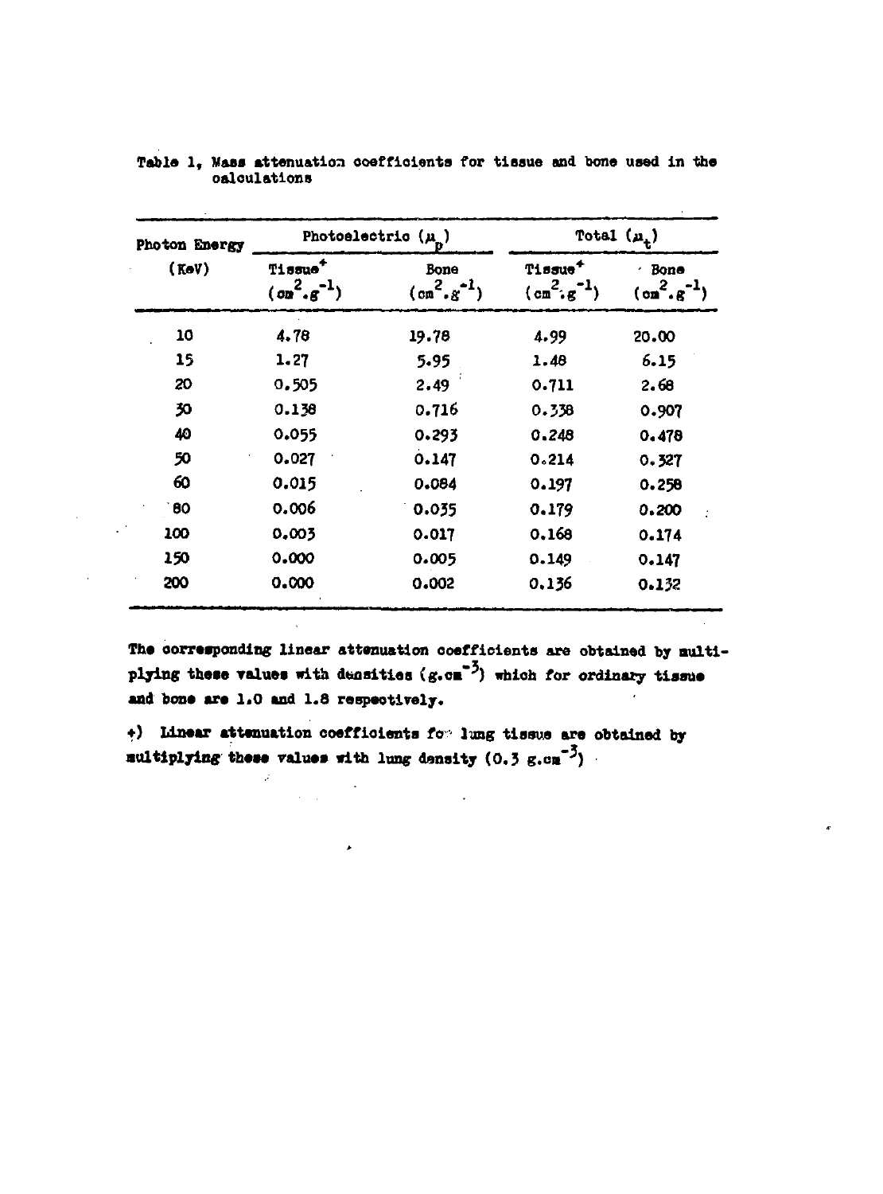Table 1, Mass attenuation coefficients for tissue and bone used in the calculations

| Photon Energy | Photoelectric ($\mu_p$) | | Total ($\mu_t$) | |
|---|---|---|---|---|
| (KeV) | Tissue+ ($cm^2.g^{-1}$) | Bone ($cm^2.g^{-1}$) | Tissue+ ($cm^2.g^{-1}$) | Bone ($cm^2.g^{-1}$) |
| 10 | 4.78 | 19.78 | 4.99 | 20.00 |
| 15 | 1.27 | 5.95 | 1.48 | 6.15 |
| 20 | 0.505 | 2.49 | 0.711 | 2.68 |
| 30 | 0.138 | 0.716 | 0.338 | 0.907 |
| 40 | 0.055 | 0.293 | 0.248 | 0.478 |
| 50 | 0.027 | 0.147 | 0.214 | 0.327 |
| 60 | 0.015 | 0.084 | 0.197 | 0.258 |
| 80 | 0.006 | 0.035 | 0.179 | 0.200 |
| 100 | 0.003 | 0.017 | 0.168 | 0.174 |
| 150 | 0.000 | 0.005 | 0.149 | 0.147 |
| 200 | 0.000 | 0.002 | 0.136 | 0.132 |

The corresponding linear attenuation coefficients are obtained by multiplying these values with densities ($g.cm^{-3}$) which for ordinary tissue and bone are 1.0 and 1.8 respectively.

+) Linear attenuation coefficients for lung tissue are obtained by multiplying these values with lung density (0.3 $g.cm^{-3}$)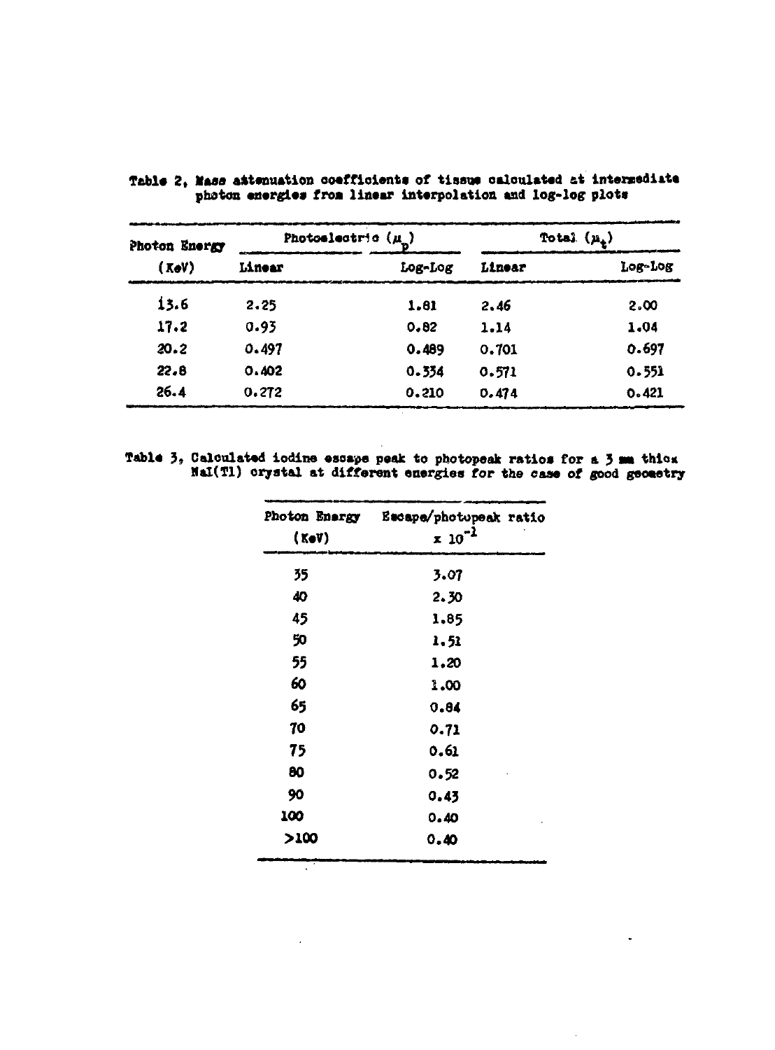Table 2, Mass attenuation coefficients of tissue calculated at intermediate photon energies from linear interpolation and log-log plots

| Photon Energy (KeV) | Photoelectric ($\mu_p$) | | Total ($\mu_t$) | |
|---|---|---|---|---|
| | Linear | Log-Log | Linear | Log-Log |
| 13.6 | 2.25 | 1.81 | 2.46 | 2.00 |
| 17.2 | 0.93 | 0.82 | 1.14 | 1.04 |
| 20.2 | 0.497 | 0.489 | 0.701 | 0.697 |
| 22.8 | 0.402 | 0.334 | 0.571 | 0.551 |
| 26.4 | 0.272 | 0.210 | 0.474 | 0.421 |

Table 3, Calculated iodine escape peak to photopeak ratios for a 3 mm thick NaI(Tl) crystal at different energies for the case of good geometry

| Photon Energy (KeV) | Escape/photopeak ratio $\times 10^{-1}$ |
|---|---|
| 35 | 3.07 |
| 40 | 2.30 |
| 45 | 1.85 |
| 50 | 1.51 |
| 55 | 1.20 |
| 60 | 1.00 |
| 65 | 0.84 |
| 70 | 0.71 |
| 75 | 0.61 |
| 80 | 0.52 |
| 90 | 0.43 |
| 100 | 0.40 |
| >100 | 0.40 |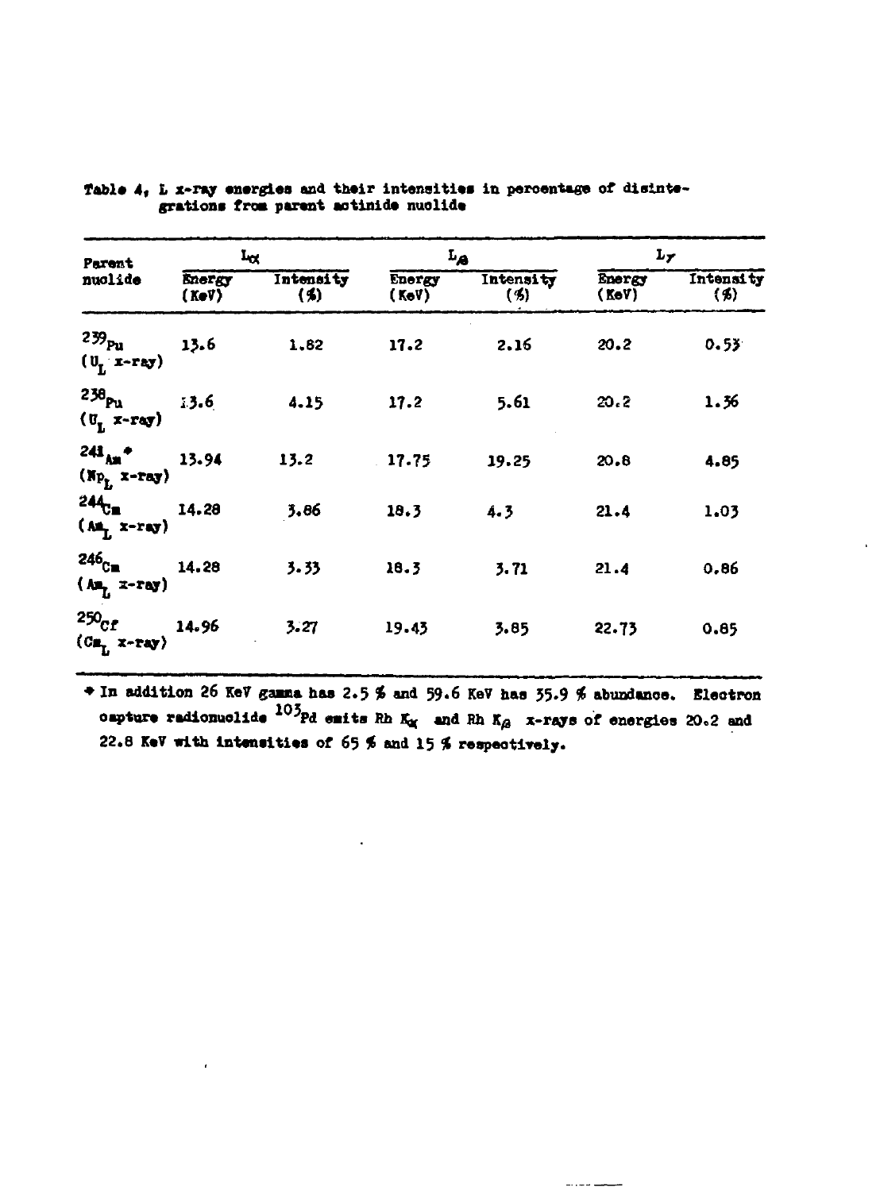Table 4, L x-ray energies and their intensities in percentage of disintegrations from parent actinide nuclide

| Parent nuclide | $L_\alpha$ | | $L_\beta$ | | $L_\gamma$ | |
|---|---|---|---|---|---|---|
| | Energy (KeV) | Intensity (%) | Energy (KeV) | Intensity (%) | Energy (KeV) | Intensity (%) |
| $^{239}Pu$ ($U_L$ x-ray) | 13.6 | 1.82 | 17.2 | 2.16 | 20.2 | 0.53 |
| $^{238}Pu$ ($U_L$ x-ray) | 13.6 | 4.15 | 17.2 | 5.61 | 20.2 | 1.36 |
| $^{241}Am$* ($Np_L$ x-ray) | 13.94 | 13.2 | 17.75 | 19.25 | 20.8 | 4.85 |
| $^{244}Cm$ ($Am_L$ x-ray) | 14.28 | 3.86 | 18.3 | 4.3 | 21.4 | 1.03 |
| $^{246}Cm$ ($Am_L$ x-ray) | 14.28 | 3.33 | 18.3 | 3.71 | 21.4 | 0.86 |
| $^{250}Cf$ ($Cm_L$ x-ray) | 14.96 | 3.27 | 19.43 | 3.85 | 22.73 | 0.85 |

* In addition 26 KeV gamma has 2.5 % and 59.6 KeV has 35.9 % abundance. Electron capture radionuclide $^{103}Pd$ emits Rh $K_\alpha$ and Rh $K_\beta$ x-rays of energies 20.2 and 22.8 KeV with intensities of 65 % and 15 % respectively.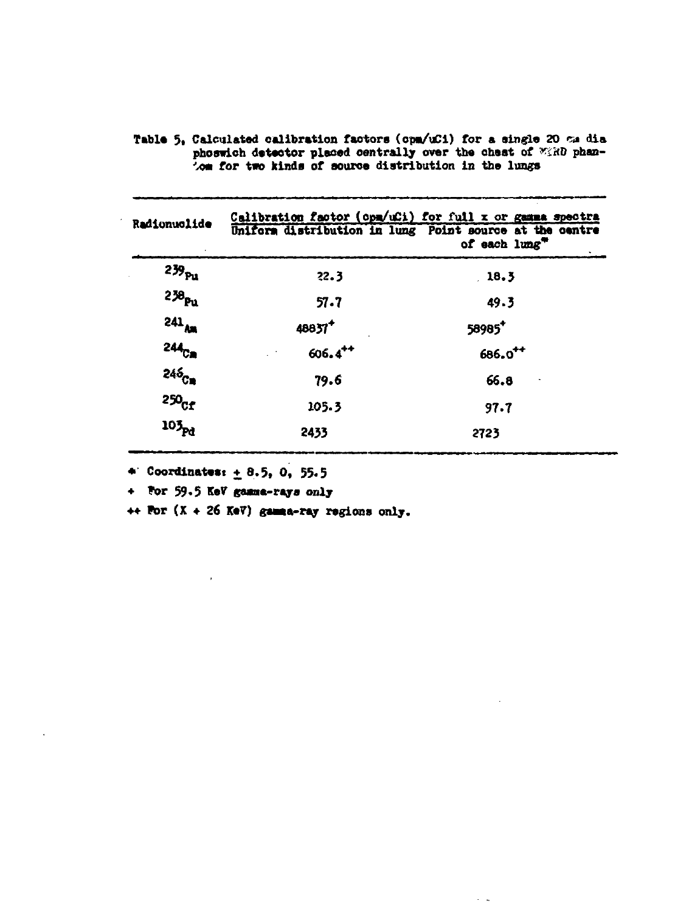Table 5. Calculated calibration factors (cpm/uCi) for a single 20 cm dia phoswich detector placed centrally over the chest of MIRD phantom for two kinds of source distribution in the lungs

| Radionuclide | Calibration factor (cpm/uCi) for full x or gamma spectra | |
|---|---|---|
| | Uniform distribution in lung | Point source at the centre of each lung* |
| $^{239}Pu$ | 22.3 | 18.3 |
| $^{238}Pu$ | 57.7 | 49.3 |
| $^{241}Am$ | 48837+ | 58985+ |
| $^{244}Cm$ | 606.4++ | 686.0++ |
| $^{246}Cm$ | 79.6 | 66.8 |
| $^{250}Cf$ | 105.3 | 97.7 |
| $^{103}Pd$ | 2433 | 2723 |

\* Coordinates: ± 8.5, 0, 55.5

\+ For 59.5 KeV gamma-rays only

++ For (X + 26 KeV) gamma-ray regions only.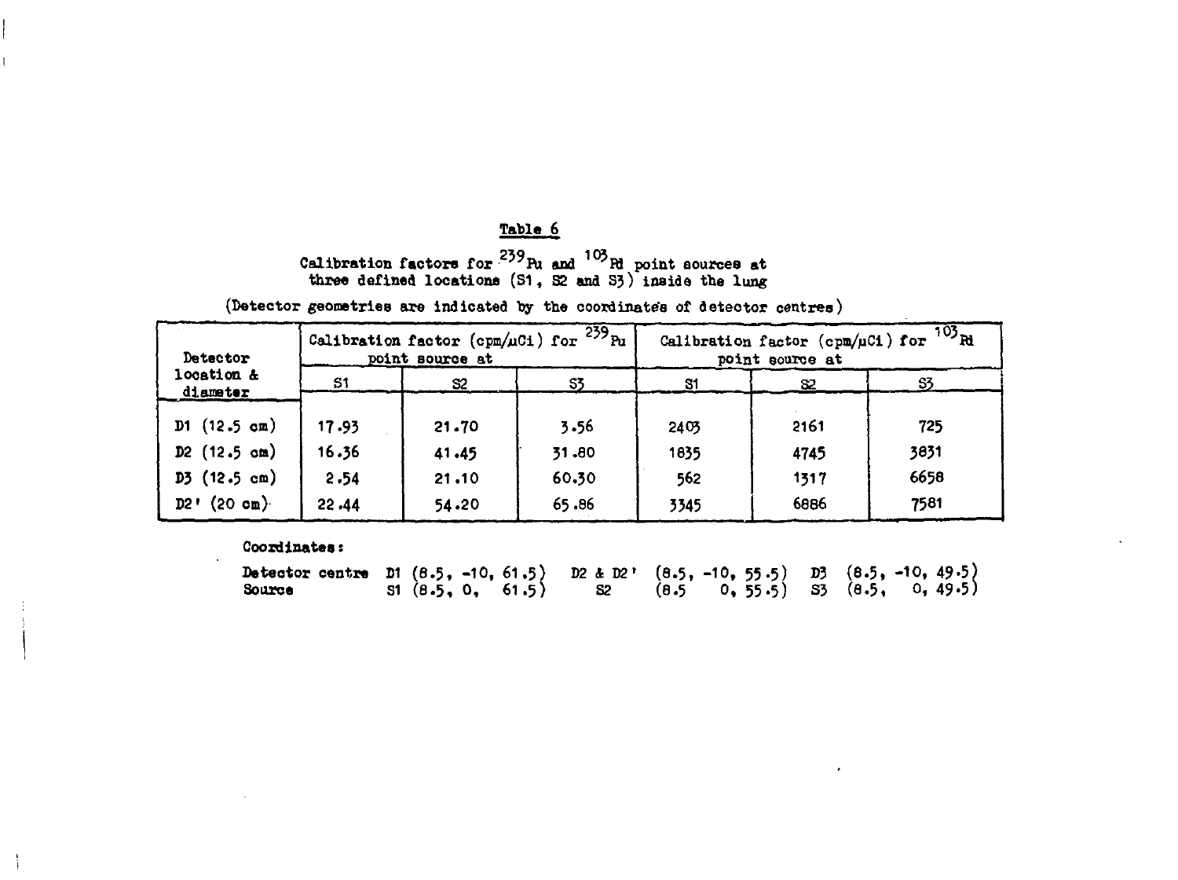## Table 6

Calibration factors for $^{239}Pu$ and $^{103}Rh$ point sources at three defined locations (S1, S2 and S3) inside the lung

(Detector geometries are indicated by the coordinates of detector centres)

| Detector location & diameter | Calibration factor (cpm/μCi) for $^{239}Pu$ point source at | | | Calibration factor (cpm/μCi) for $^{103}Rh$ point source at | | |
|---|---|---|---|---|---|---|
| | S1 | S2 | S3 | S1 | S2 | S3 |
| D1 (12.5 cm) | 17.93 | 21.70 | 3.56 | 2403 | 2161 | 725 |
| D2 (12.5 cm) | 16.36 | 41.45 | 31.80 | 1835 | 4745 | 3831 |
| D3 (12.5 cm) | 2.54 | 21.10 | 60.30 | 562 | 1317 | 6658 |
| D2' (20 cm) | 22.44 | 54.20 | 65.86 | 3345 | 6886 | 7581 |

**Coordinates:**

**Detector centre** D1 (8.5, -10, 61.5) D2 & D2' (8.5, -10, 55.5) D3 (8.5, -10, 49.5)
**Source** S1 (8.5, 0, 61.5) S2 (8.5 0, 55.5) S3 (8.5, 0, 49.5)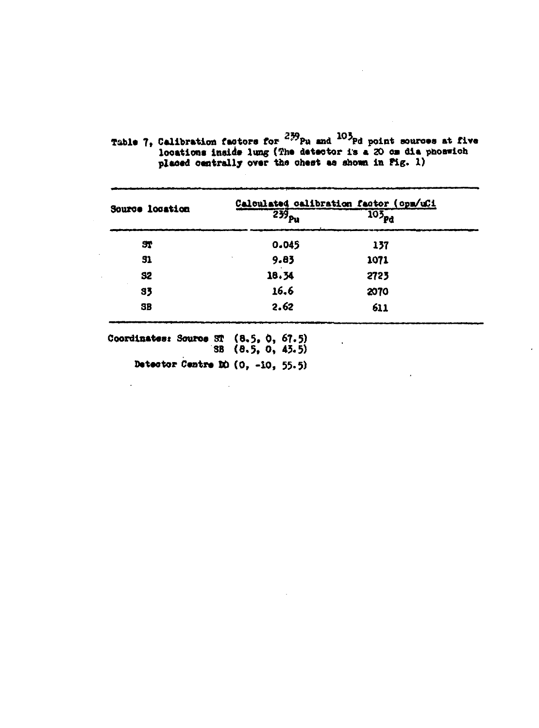Table 7, Calibration factors for $^{239}Pu$ and $^{103}Pd$ point sources at five locations inside lung (The detector is a 20 cm dia phoswich placed centrally over the chest as shown in Fig. 1)

| Source location | Calculated calibration factor (cpm/uCi | |
|---|---|---|
| | $^{239}Pu$ | $^{103}Pd$ |
| ST | 0.045 | 137 |
| S1 | 9.83 | 1071 |
| S2 | 18.34 | 2723 |
| S3 | 16.6 | 2070 |
| SB | 2.62 | 611 |

Coordinates: Source ST (8.5, 0, 67.5)
SB (8.5, 0, 43.5)

Detector Centre DO (0, -10, 55.5)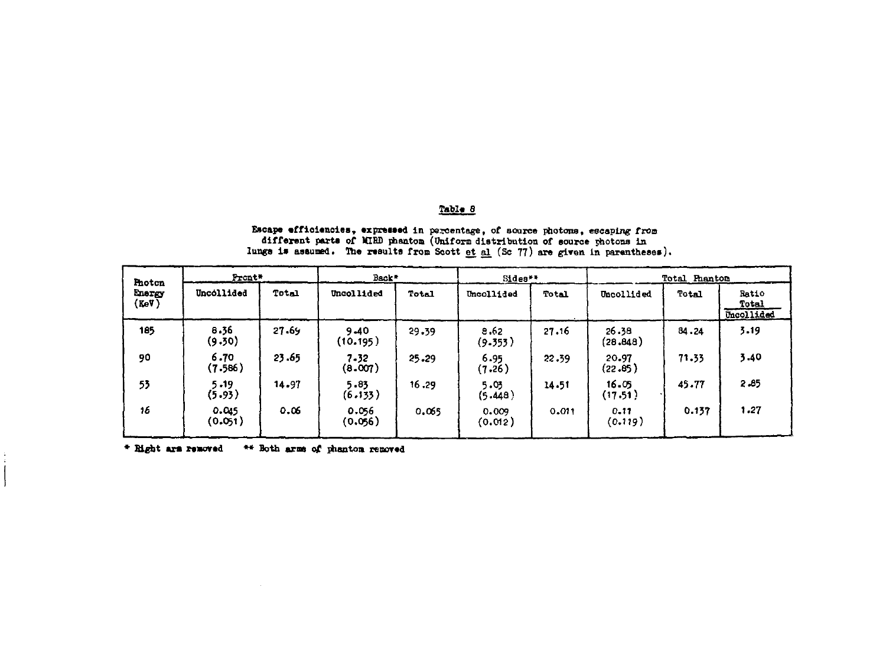## Table 8

Escape efficiencies, expressed in percentage, of source photons, escaping from different parts of MIRD phantom (Uniform distribution of source photons in lungs is assumed. The results from Scott et al (Sc 77) are given in parentheses).

| Photon Energy (KeV) | Front* | | Back* | | Sides** | | Total Phantom | | |
|---|---|---|---|---|---|---|---|---|---|
| | Uncollided | Total | Uncollided | Total | Uncollided | Total | Uncollided | Total | Ratio Total/Uncollided |
| 185 | 8.36 (9.30) | 27.69 | 9.40 (10.195) | 29.39 | 8.62 (9.353) | 27.16 | 26.38 (28.848) | 84.24 | 3.19 |
| 90 | 6.70 (7.586) | 23.65 | 7.32 (8.007) | 25.29 | 6.95 (7.26) | 22.39 | 20.97 (22.85) | 71.33 | 3.40 |
| 53 | 5.19 (5.93) | 14.97 | 5.83 (6.133) | 16.29 | 5.03 (5.448) | 14.51 | 16.05 (17.51) | 45.77 | 2.85 |
| 16 | 0.045 (0.051) | 0.06 | 0.056 (0.056) | 0.065 | 0.009 (0.012) | 0.011 | 0.11 (0.119) | 0.137 | 1.27 |

\* Right arm removed &nbsp;&nbsp;&nbsp; ** Both arms of phantom removed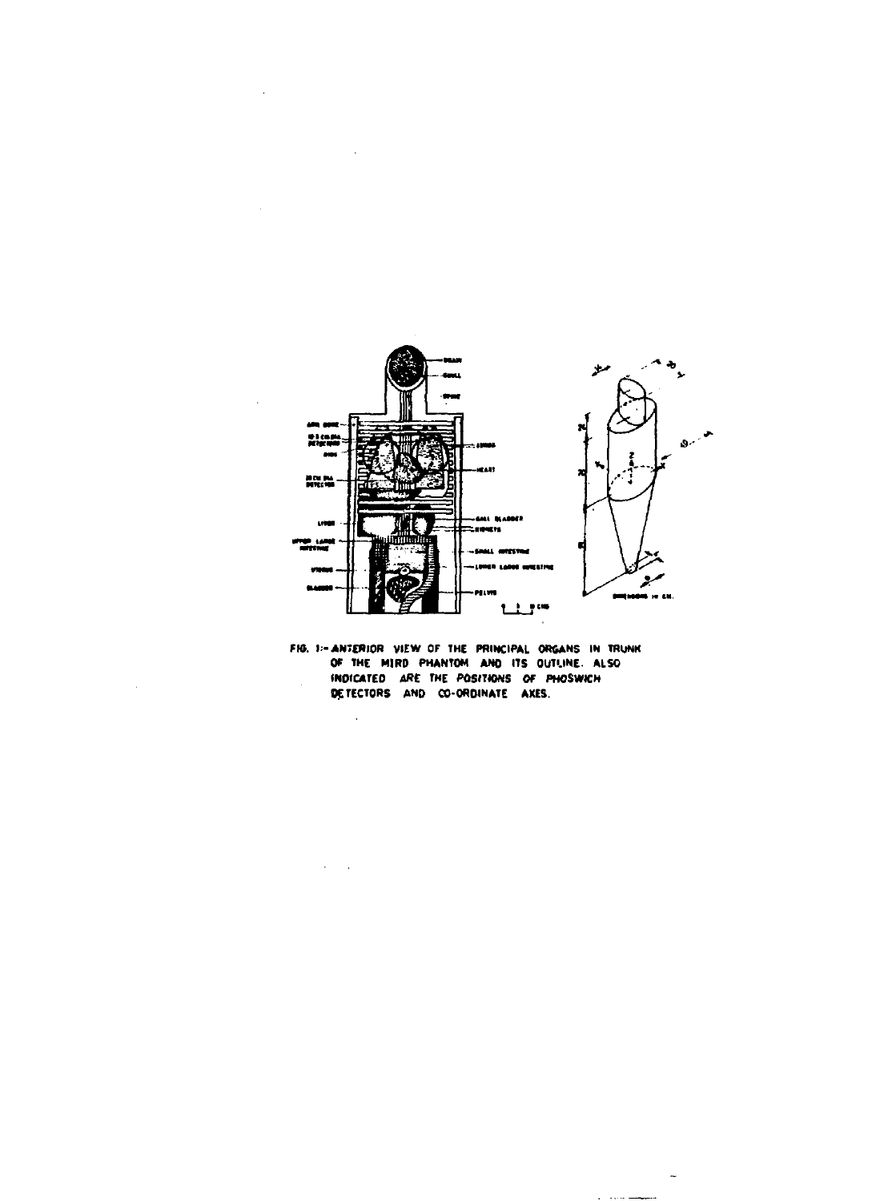FIG. 1:- ANTERIOR VIEW OF THE PRINCIPAL ORGANS IN TRUNK OF THE MIRD PHANTOM AND ITS OUTLINE. ALSO INDICATED ARE THE POSITIONS OF PHOSWICH DETECTORS AND CO-ORDINATE AXES.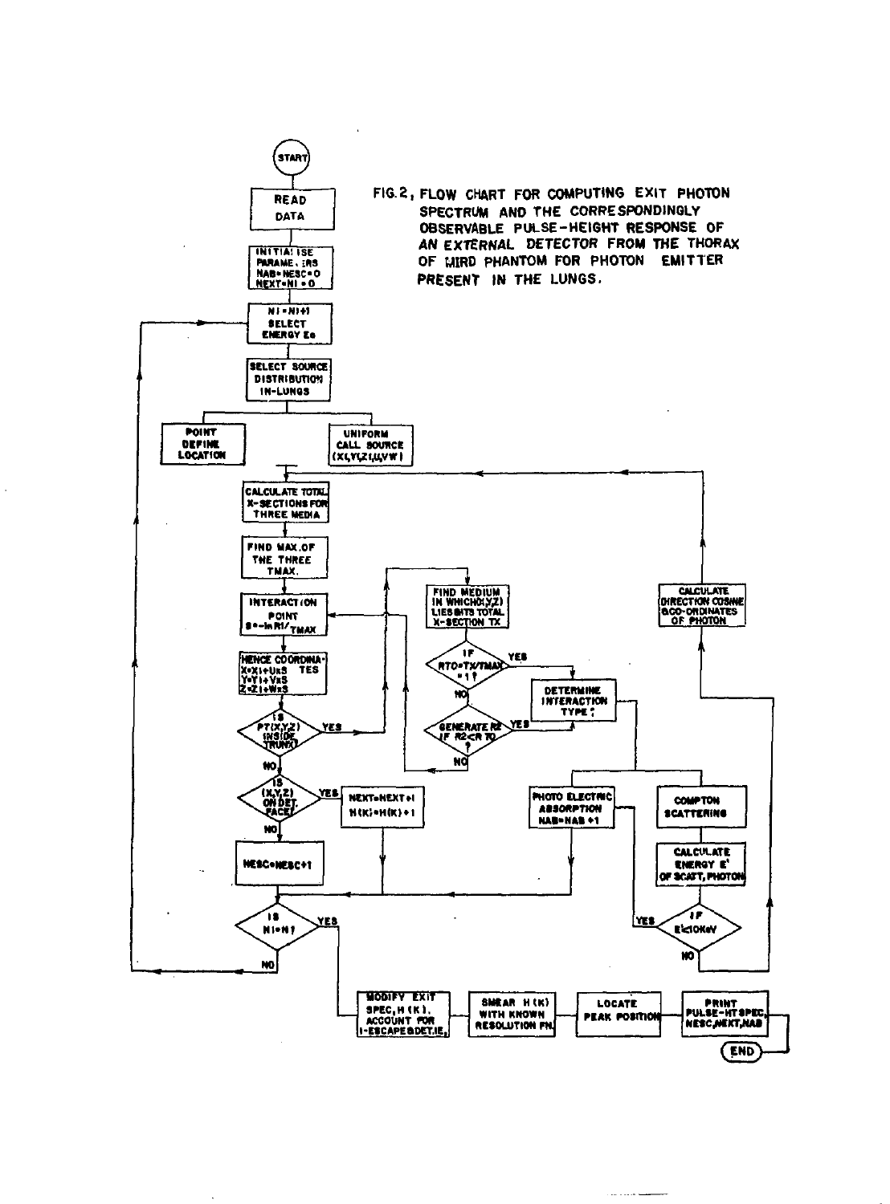FIG.2, FLOW CHART FOR COMPUTING EXIT PHOTON SPECTRUM AND THE CORRESPONDINGLY OBSERVABLE PULSE-HEIGHT RESPONSE OF AN EXTERNAL DETECTOR FROM THE THORAX OF MIRD PHANTOM FOR PHOTON EMITTER PRESENT IN THE LUNGS.

START

READ DATA

INITIALISE PARAMETERS NAB=NESC=0 NEXT=NI=0

NI=NI+1 SELECT ENERGY Eo

SELECT SOURCE DISTRIBUTION IN-LUNGS

POINT DEFINE LOCATION

UNIFORM CALL SOURCE (XI,YI,ZI,U,V,W)

CALCULATE TOTAL X-SECTIONS FOR THREE MEDIA

FIND MAX.OF THE THREE TMAX.

INTERACTION POINT S=-lnR1/TMAX

HENCE COORDINATES X=XI+U×S Y=YI+V×S Z=ZI+W×S

IS PT(X,Y,Z) INSIDE TRUNK? — YES / NO

IS (X,Y,Z) ON DET. FACE? — YES / NO

NEXT=NEXT+1 H(K)=H(K)+1

NESC=NESC+1

IS NI=N? — YES / NO

FIND MEDIUM IN WHICH (X,Y,Z) LIES & ITS TOTAL X-SECTION TX

IF RTO=TX/TMAX =1? — YES / NO

GENERATE R2 IF R2<RTO? — YES / NO

DETERMINE INTERACTION TYPE;

PHOTO ELECTRIC ABSORPTION NAB=NAB+1

COMPTON SCATTERING

CALCULATE ENERGY E' OF SCATT. PHOTON

IF E'<10KeV — YES / NO

CALCULATE DIRECTION COSINE & CO-ORDINATES OF PHOTON

MODIFY EXIT SPEC, H(K), ACCOUNT FOR I-ESCAPE & DET.IE.

SMEAR H(K) WITH KNOWN RESOLUTION FN.

LOCATE PEAK POSITION

PRINT PULSE-HT SPEC, NESC,NEXT,NAB

END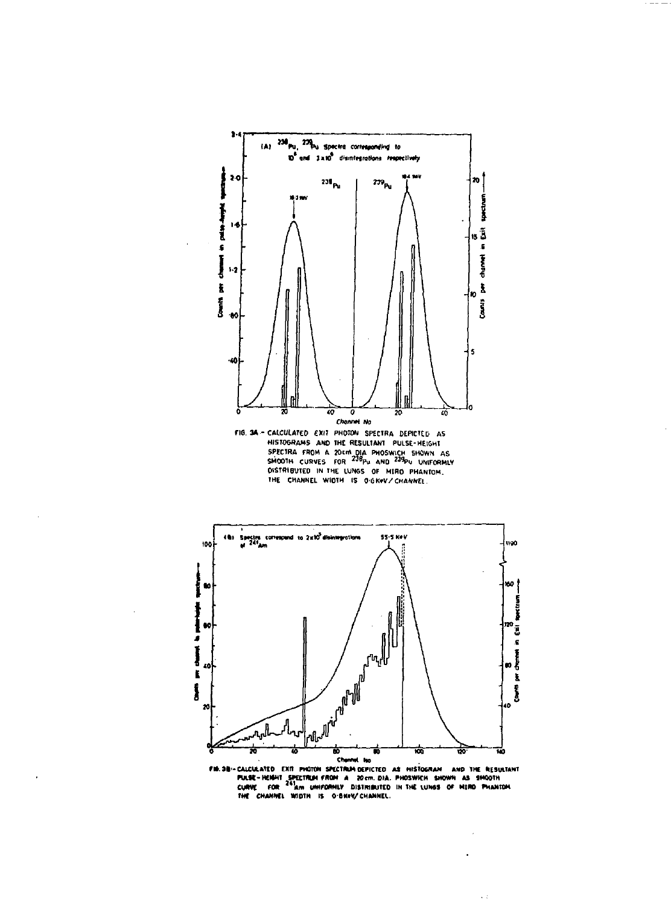FIG. 3A - CALCULATED EXIT PHOTON SPECTRA DEPICTED AS HISTOGRAMS AND THE RESULTANT PULSE-HEIGHT SPECTRA FROM A 20cm DIA PHOSWICH SHOWN AS SMOOTH CURVES FOR $^{238}$Pu AND $^{239}$Pu UNIFORMLY DISTRIBUTED IN THE LUNGS OF MIRD PHANTOM. THE CHANNEL WIDTH IS 0.6 KeV/CHANNEL.

FIG. 3B - CALCULATED EXIT PHOTON SPECTRUM DEPICTED AS HISTOGRAM AND THE RESULTANT PULSE-HEIGHT SPECTRUM FROM A 20cm. DIA. PHOSWICH SHOWN AS SMOOTH CURVE FOR $^{241}$Am UNIFORMLY DISTRIBUTED IN THE LUNGS OF MIRD PHANTOM THE CHANNEL WIDTH IS 0.8 KeV/CHANNEL.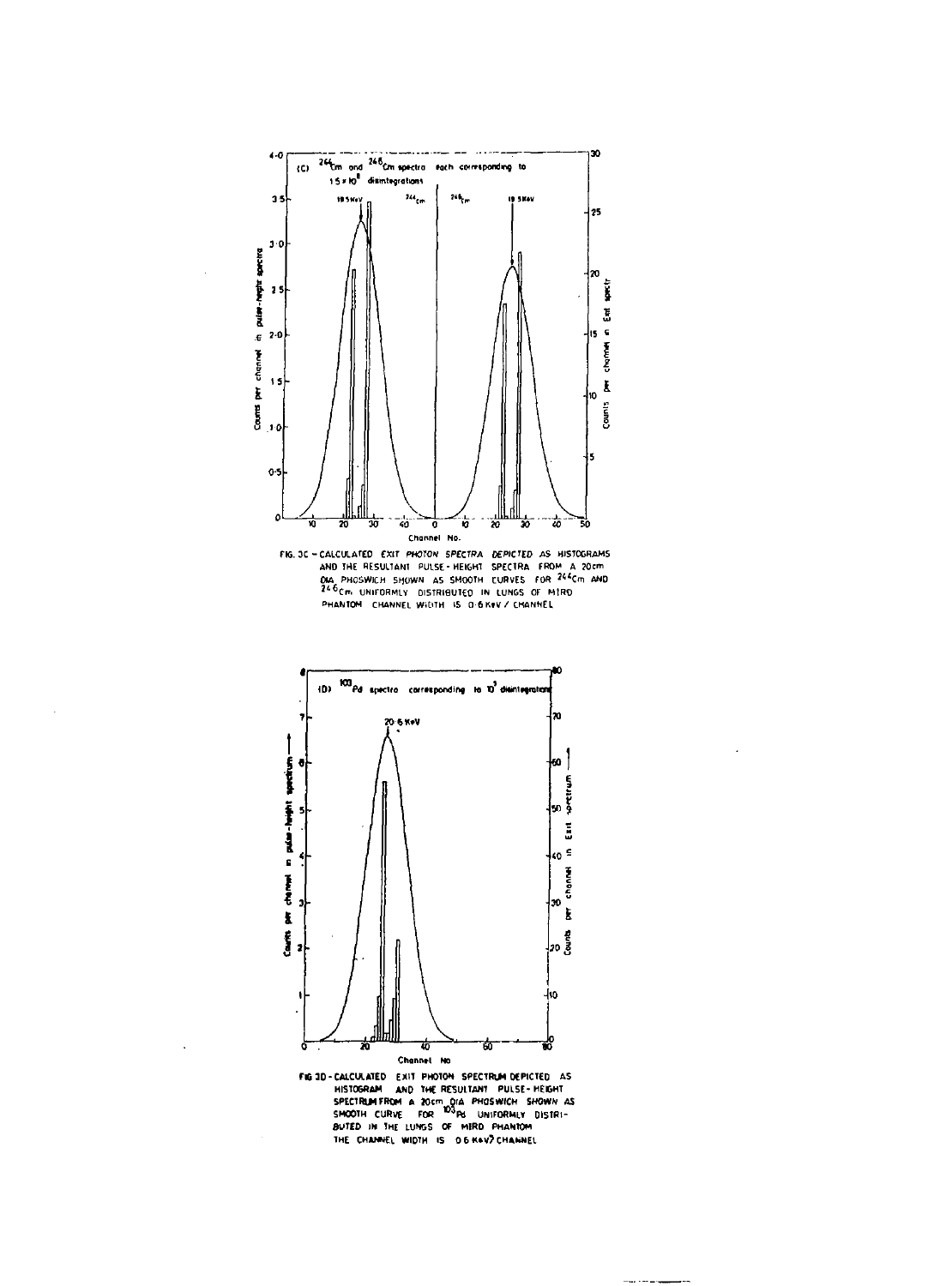FIG. 3C – CALCULATED EXIT PHOTON SPECTRA DEPICTED AS HISTOGRAMS AND THE RESULTANT PULSE-HEIGHT SPECTRA FROM A 20cm DIA PHOSWICH SHOWN AS SMOOTH CURVES FOR $^{244}$Cm AND $^{246}$Cm UNIFORMLY DISTRIBUTED IN LUNGS OF MIRD PHANTOM. CHANNEL WIDTH IS 0.6 KeV / CHANNEL

FIG 3D – CALCULATED EXIT PHOTON SPECTRUM DEPICTED AS HISTOGRAM AND THE RESULTANT PULSE-HEIGHT SPECTRUM FROM A 20cm DIA PHOSWICH SHOWN AS SMOOTH CURVE FOR $^{103}$Pd UNIFORMLY DISTRIBUTED IN THE LUNGS OF MIRD PHANTOM. THE CHANNEL WIDTH IS 0.6 KeV/CHANNEL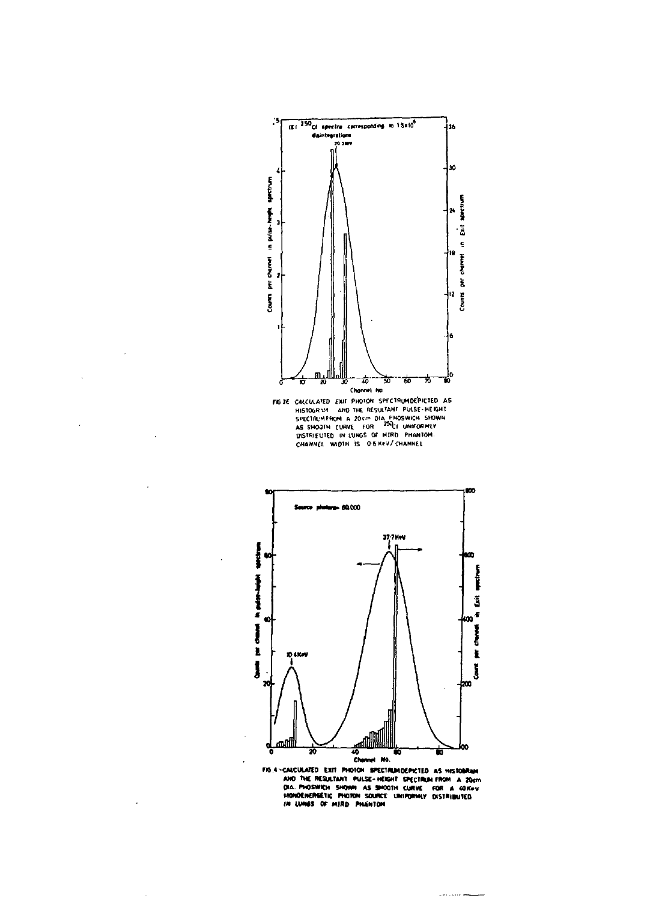FIG 3E CALCULATED EXIT PHOTON SPECTRUM DEPICTED AS HISTOGRAM AND THE RESULTANT PULSE-HEIGHT SPECTRUM FROM A 20cm DIA PHOSWICH SHOWN AS SMOOTH CURVE FOR $^{250}Cf$ UNIFORMLY DISTRIBUTED IN LUNGS OF MIRD PHANTOM. CHANNEL WIDTH IS 0.6 KeV / CHANNEL

FIG 4 - CALCULATED EXIT PHOTON SPECTRUM DEPICTED AS HISTOGRAM AND THE RESULTANT PULSE-HEIGHT SPECTRUM FROM A 20cm DIA. PHOSWICH SHOWN AS SMOOTH CURVE FOR A 40KeV MONOENERGETIC PHOTON SOURCE UNIFORMLY DISTRIBUTED IN LUNGS OF MIRD PHANTOM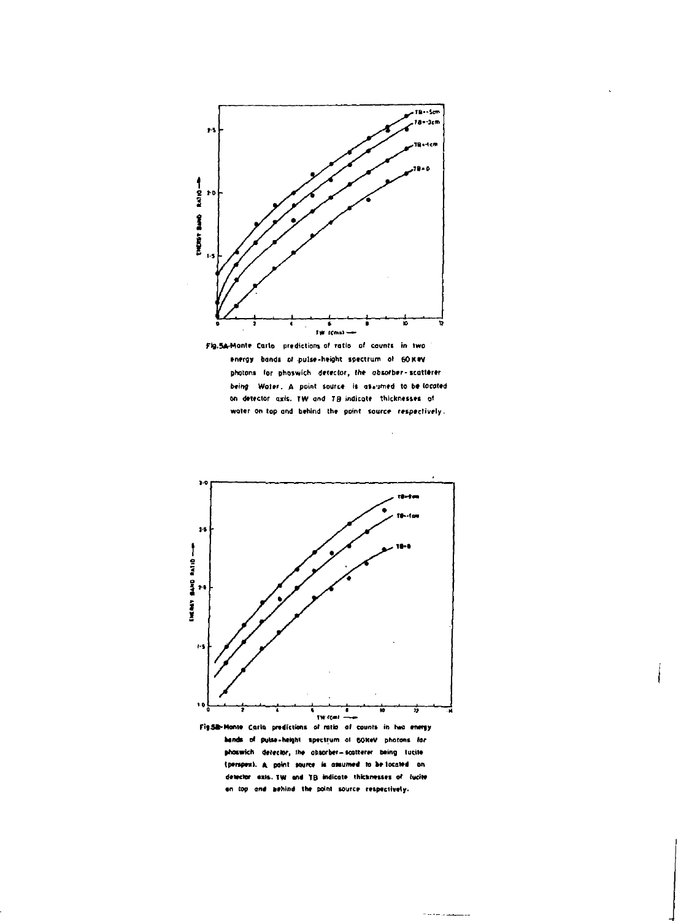Fig.5A-Monte Carlo predictions of ratio of counts in two energy bands of pulse-height spectrum of 60 KeV photons for phoswich detector, the absorber-scatterer being Water. A point source is assumed to be located on detector axis. TW and TB indicate thicknesses of water on top and behind the point source respectively.

Fig.5B-Monte Carlo predictions of ratio of counts in two energy bands of pulse-height spectrum of 60KeV photons for phoswich detector, the absorber-scatterer being lucite (perspex). A point source is assumed to be located on detector axis. TW and TB indicate thicknesses of lucite on top and behind the point source respectively.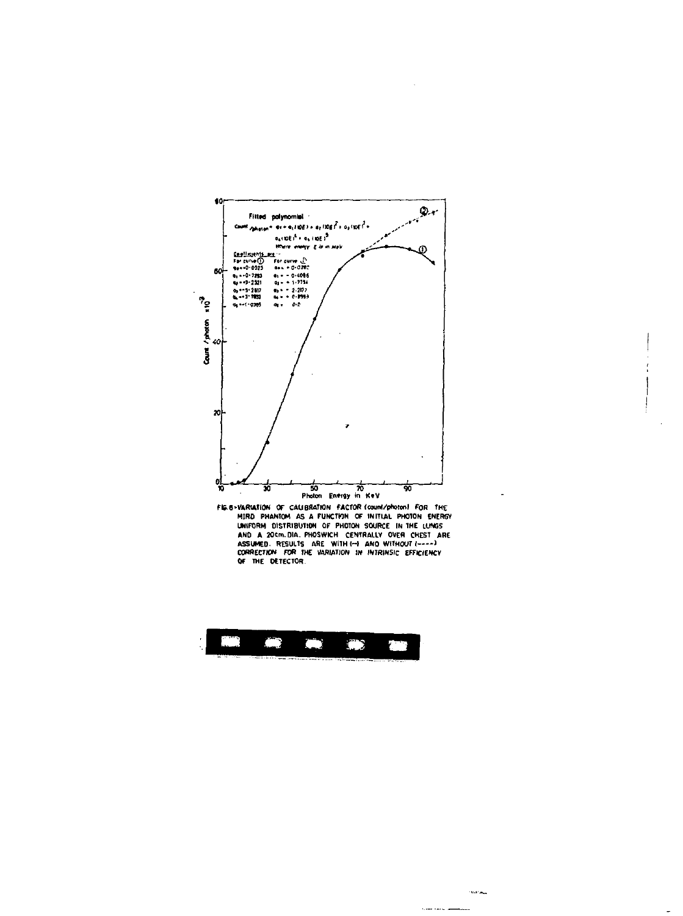Fitted polynomial :

Count/photon = $a_0 + a_1(10E) + a_2(10E)^2 + a_3(10E)^3 + a_4(10E)^4 + a_5(10E)^5$

Where energy E is in MeV

Coefficients are :-

For curve ① | For curve ②

$a_0 = -0.0525$ | $a_0 = +0.0280$

$a_1 = -0.7283$ | $a_1 = -0.4086$

$a_2 = +3.2321$ | $a_2 = +1.7734$

$a_3 = -5.2817$ | $a_3 = -2.2177$

$a_4 = +3.7803$ | $a_4 = +0.8993$

$a_5 = -1.0305$ | $a_5 = 0.0$

②

①

Count / photon $\times 10^{-3}$

80, 60, 40, 20, 0

10, 30, 50, 70, 90

Photon Energy in KeV

FIG. 6 - VARIATION OF CALIBRATION FACTOR (count/photon) FOR THE MIRD PHANTOM AS A FUNCTION OF INITIAL PHOTON ENERGY. UNIFORM DISTRIBUTION OF PHOTON SOURCE IN THE LUNGS AND A 20cm. DIA. PHOSWICH CENTRALLY OVER CHEST ARE ASSUMED. RESULTS ARE WITH (—) AND WITHOUT (----) CORRECTION FOR THE VARIATION IN INTRINSIC EFFICIENCY OF THE DETECTOR.